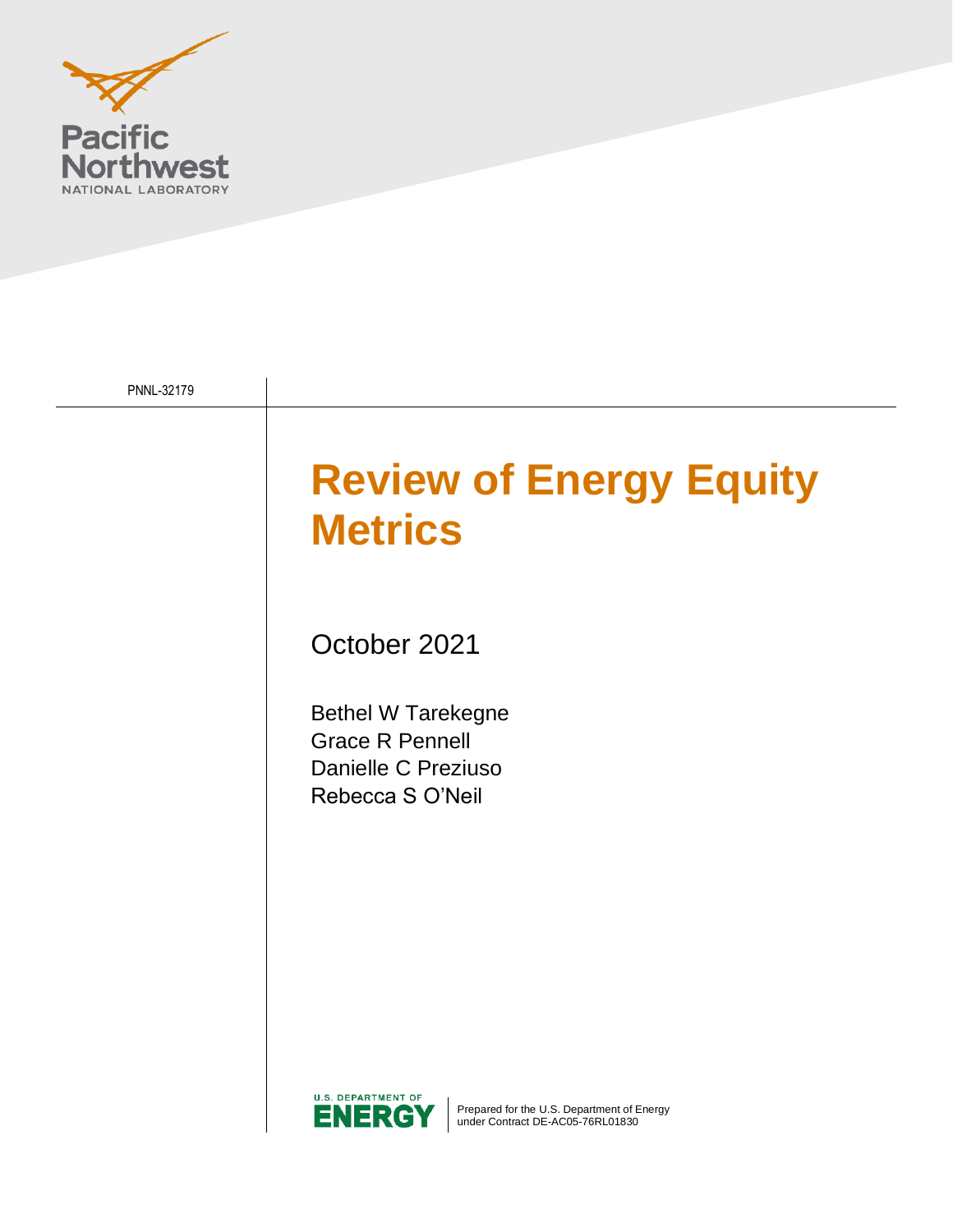Pacific Northwest
NATIONAL LABORATORY

PNNL-32179

# Review of Energy Equity Metrics

October 2021

Bethel W Tarekegne
Grace R Pennell
Danielle C Preziuso
Rebecca S O'Neil

U.S. DEPARTMENT OF ENERGY

Prepared for the U.S. Department of Energy under Contract DE-AC05-76RL01830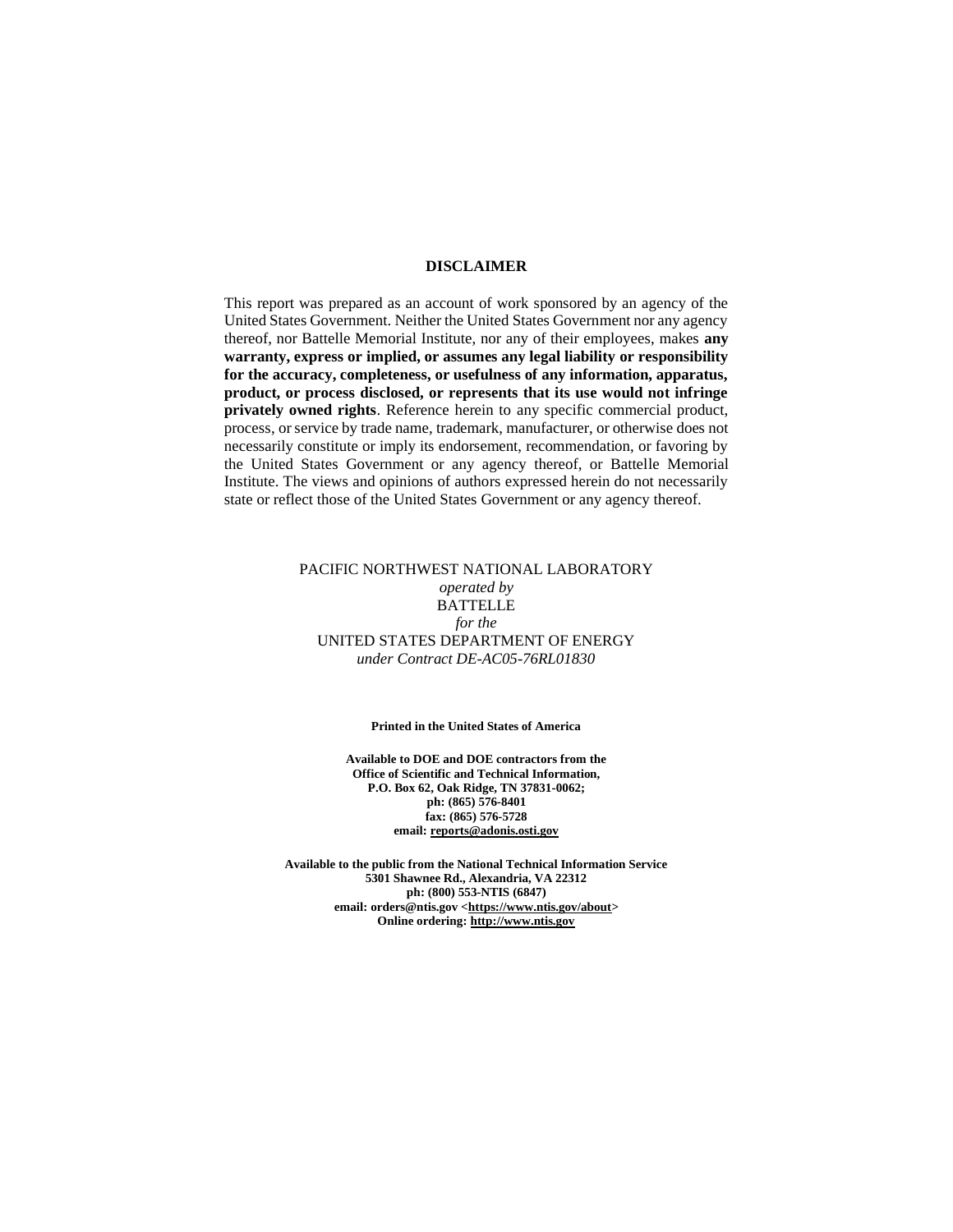## DISCLAIMER

This report was prepared as an account of work sponsored by an agency of the United States Government. Neither the United States Government nor any agency thereof, nor Battelle Memorial Institute, nor any of their employees, makes **any warranty, express or implied, or assumes any legal liability or responsibility for the accuracy, completeness, or usefulness of any information, apparatus, product, or process disclosed, or represents that its use would not infringe privately owned rights**. Reference herein to any specific commercial product, process, or service by trade name, trademark, manufacturer, or otherwise does not necessarily constitute or imply its endorsement, recommendation, or favoring by the United States Government or any agency thereof, or Battelle Memorial Institute. The views and opinions of authors expressed herein do not necessarily state or reflect those of the United States Government or any agency thereof.

PACIFIC NORTHWEST NATIONAL LABORATORY
*operated by*
BATTELLE
*for the*
UNITED STATES DEPARTMENT OF ENERGY
*under Contract DE-AC05-76RL01830*

**Printed in the United States of America**

**Available to DOE and DOE contractors from the**
**Office of Scientific and Technical Information,**
**P.O. Box 62, Oak Ridge, TN 37831-0062;**
**ph: (865) 576-8401**
**fax: (865) 576-5728**
**email: reports@adonis.osti.gov**

**Available to the public from the National Technical Information Service**
**5301 Shawnee Rd., Alexandria, VA 22312**
**ph: (800) 553-NTIS (6847)**
**email: orders@ntis.gov <https://www.ntis.gov/about>**
**Online ordering: http://www.ntis.gov**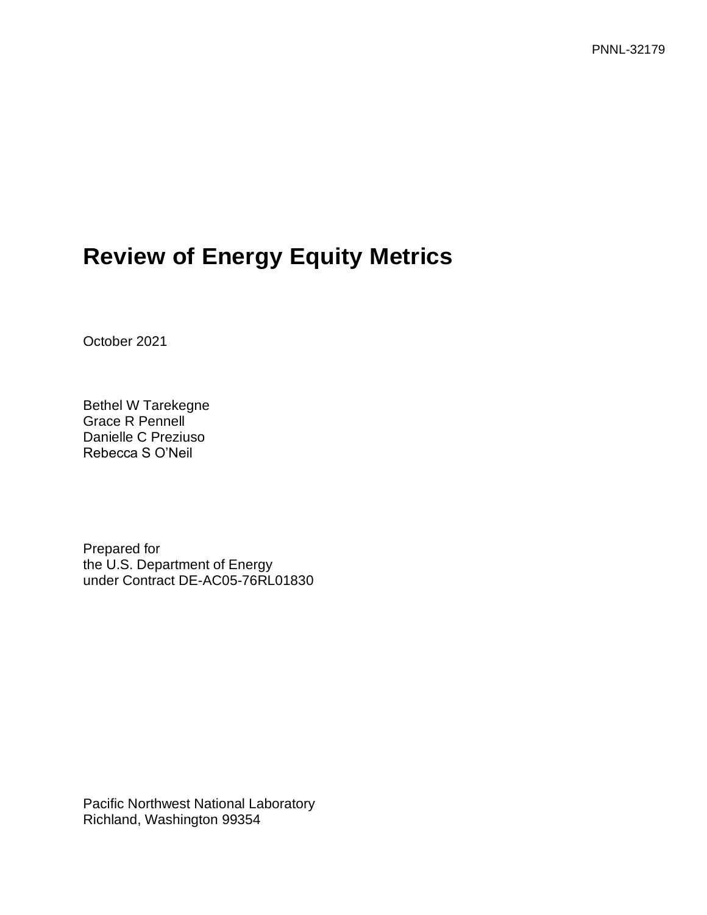PNNL-32179

# Review of Energy Equity Metrics

October 2021

Bethel W Tarekegne
Grace R Pennell
Danielle C Preziuso
Rebecca S O'Neil

Prepared for
the U.S. Department of Energy
under Contract DE-AC05-76RL01830

Pacific Northwest National Laboratory
Richland, Washington 99354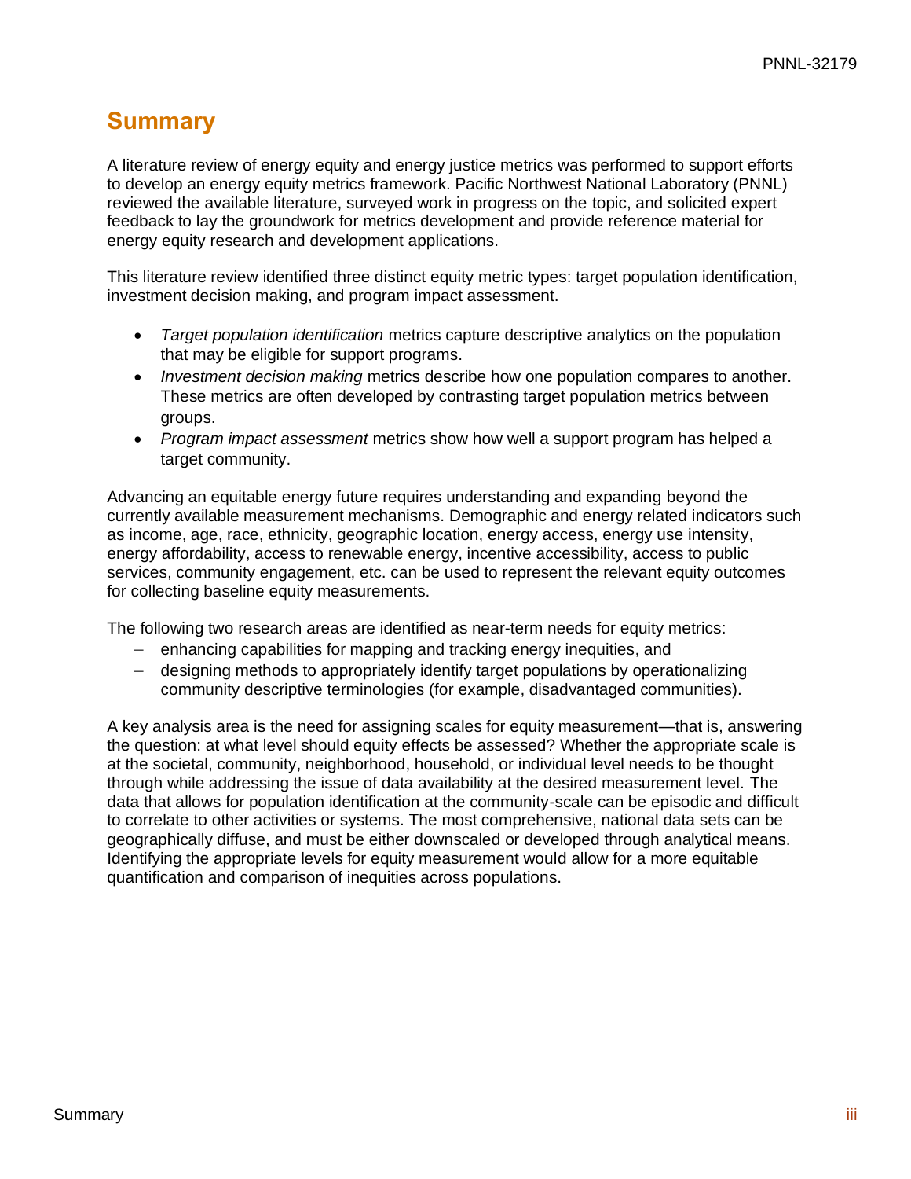# Summary

A literature review of energy equity and energy justice metrics was performed to support efforts to develop an energy equity metrics framework. Pacific Northwest National Laboratory (PNNL) reviewed the available literature, surveyed work in progress on the topic, and solicited expert feedback to lay the groundwork for metrics development and provide reference material for energy equity research and development applications.

This literature review identified three distinct equity metric types: target population identification, investment decision making, and program impact assessment.

- *Target population identification* metrics capture descriptive analytics on the population that may be eligible for support programs.
- *Investment decision making* metrics describe how one population compares to another. These metrics are often developed by contrasting target population metrics between groups.
- *Program impact assessment* metrics show how well a support program has helped a target community.

Advancing an equitable energy future requires understanding and expanding beyond the currently available measurement mechanisms. Demographic and energy related indicators such as income, age, race, ethnicity, geographic location, energy access, energy use intensity, energy affordability, access to renewable energy, incentive accessibility, access to public services, community engagement, etc. can be used to represent the relevant equity outcomes for collecting baseline equity measurements.

The following two research areas are identified as near-term needs for equity metrics:

- enhancing capabilities for mapping and tracking energy inequities, and
- designing methods to appropriately identify target populations by operationalizing community descriptive terminologies (for example, disadvantaged communities).

A key analysis area is the need for assigning scales for equity measurement—that is, answering the question: at what level should equity effects be assessed? Whether the appropriate scale is at the societal, community, neighborhood, household, or individual level needs to be thought through while addressing the issue of data availability at the desired measurement level. The data that allows for population identification at the community-scale can be episodic and difficult to correlate to other activities or systems. The most comprehensive, national data sets can be geographically diffuse, and must be either downscaled or developed through analytical means. Identifying the appropriate levels for equity measurement would allow for a more equitable quantification and comparison of inequities across populations.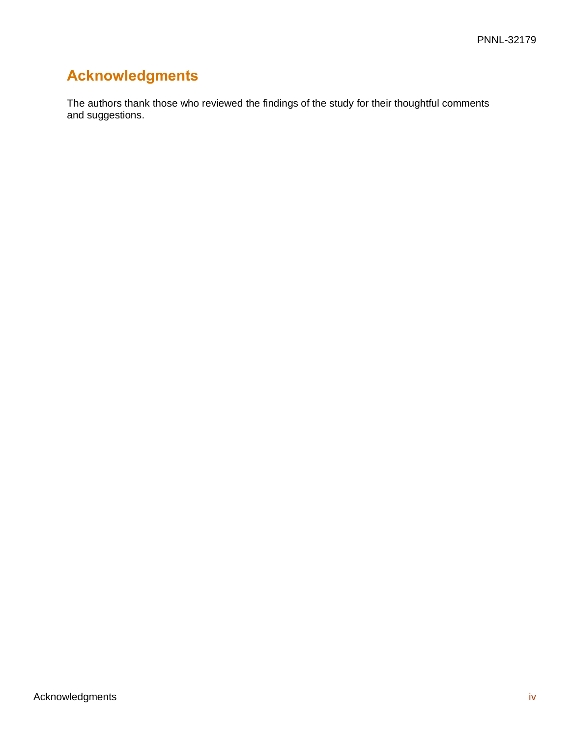# Acknowledgments

The authors thank those who reviewed the findings of the study for their thoughtful comments and suggestions.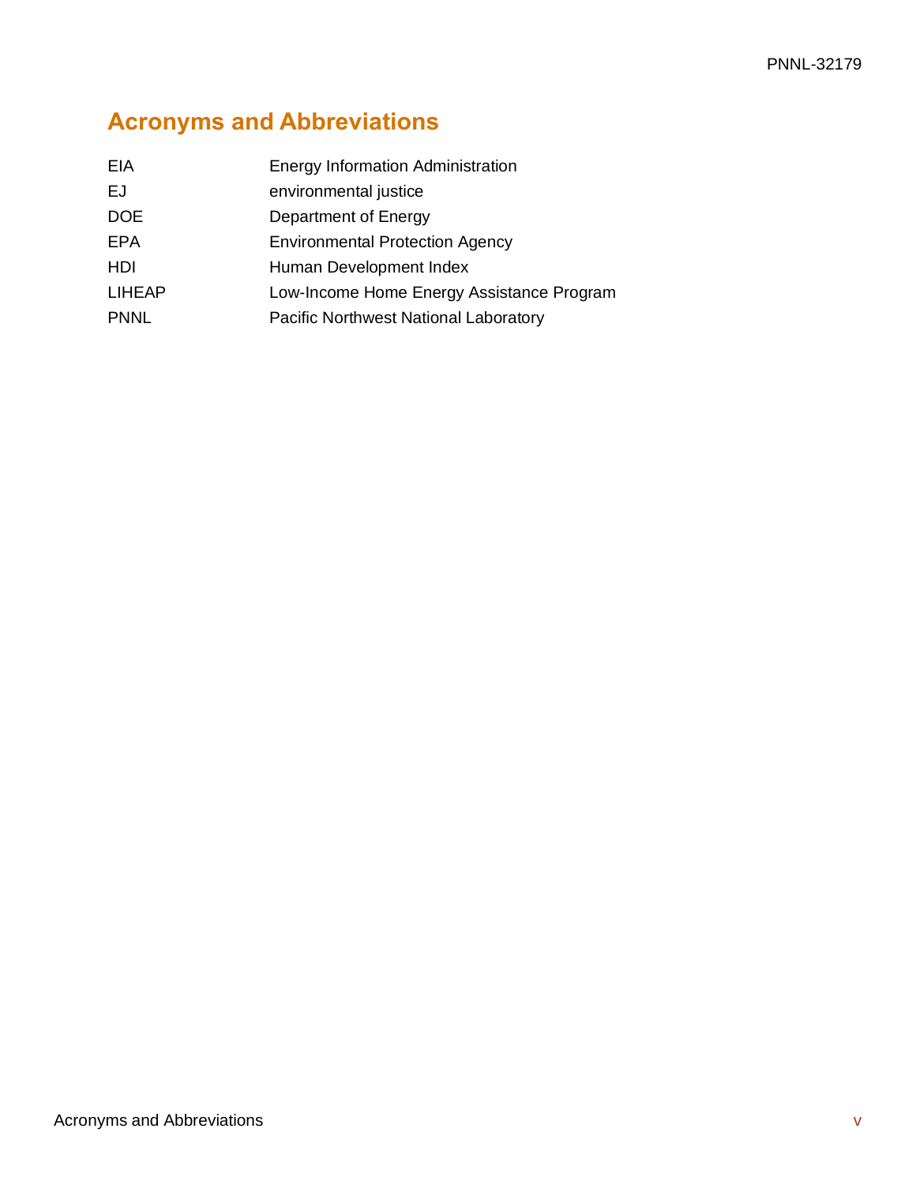# Acronyms and Abbreviations

| | |
|---|---|
| EIA | Energy Information Administration |
| EJ | environmental justice |
| DOE | Department of Energy |
| EPA | Environmental Protection Agency |
| HDI | Human Development Index |
| LIHEAP | Low-Income Home Energy Assistance Program |
| PNNL | Pacific Northwest National Laboratory |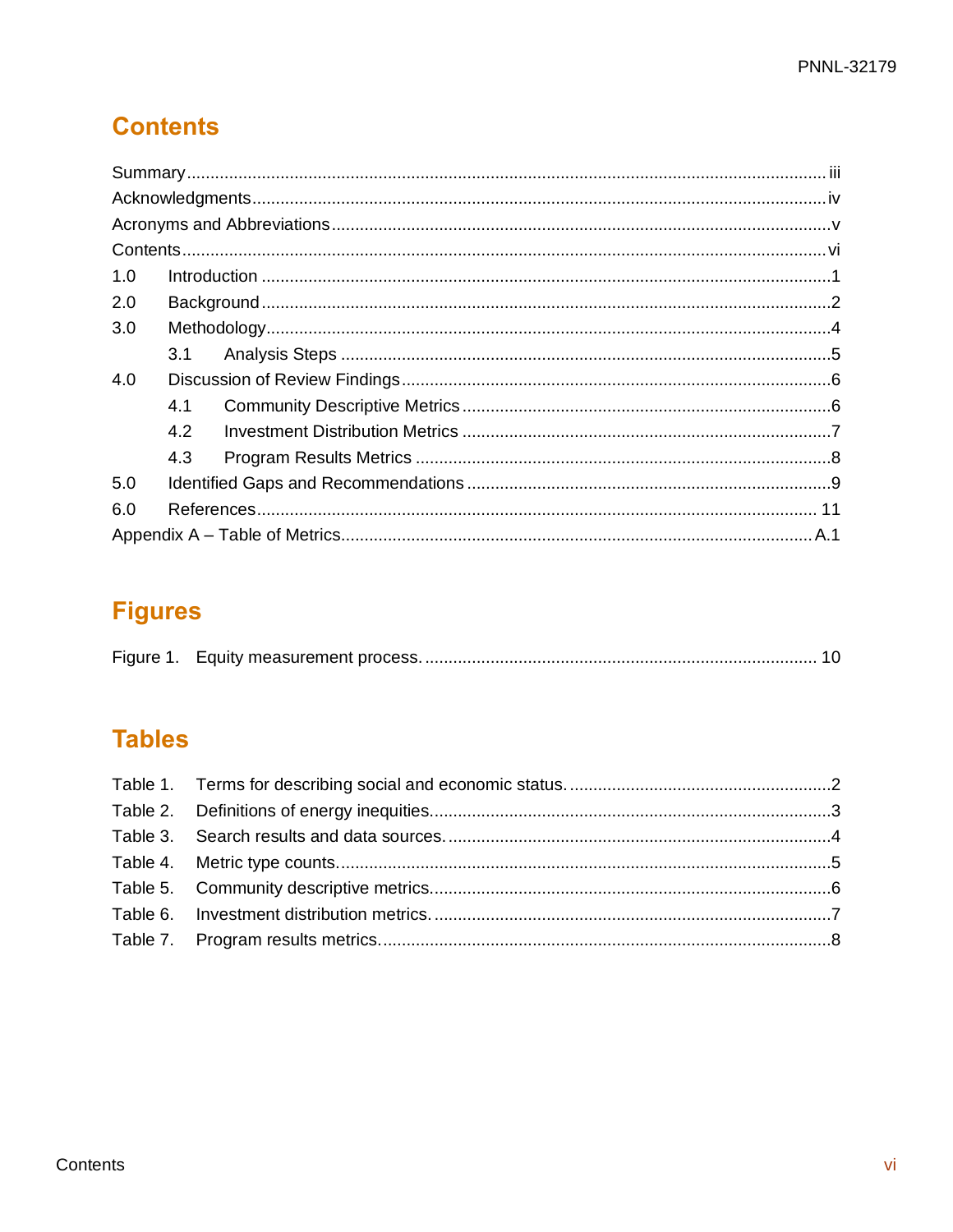# Contents

Summary ..... iii
Acknowledgments ..... iv
Acronyms and Abbreviations ..... v
Contents ..... vi
1.0 Introduction ..... 1
2.0 Background ..... 2
3.0 Methodology ..... 4
  3.1 Analysis Steps ..... 5
4.0 Discussion of Review Findings ..... 6
  4.1 Community Descriptive Metrics ..... 6
  4.2 Investment Distribution Metrics ..... 7
  4.3 Program Results Metrics ..... 8
5.0 Identified Gaps and Recommendations ..... 9
6.0 References ..... 11
Appendix A – Table of Metrics ..... A.1

# Figures

Figure 1. Equity measurement process. ..... 10

# Tables

Table 1. Terms for describing social and economic status. ..... 2
Table 2. Definitions of energy inequities. ..... 3
Table 3. Search results and data sources. ..... 4
Table 4. Metric type counts. ..... 5
Table 5. Community descriptive metrics. ..... 6
Table 6. Investment distribution metrics. ..... 7
Table 7. Program results metrics. ..... 8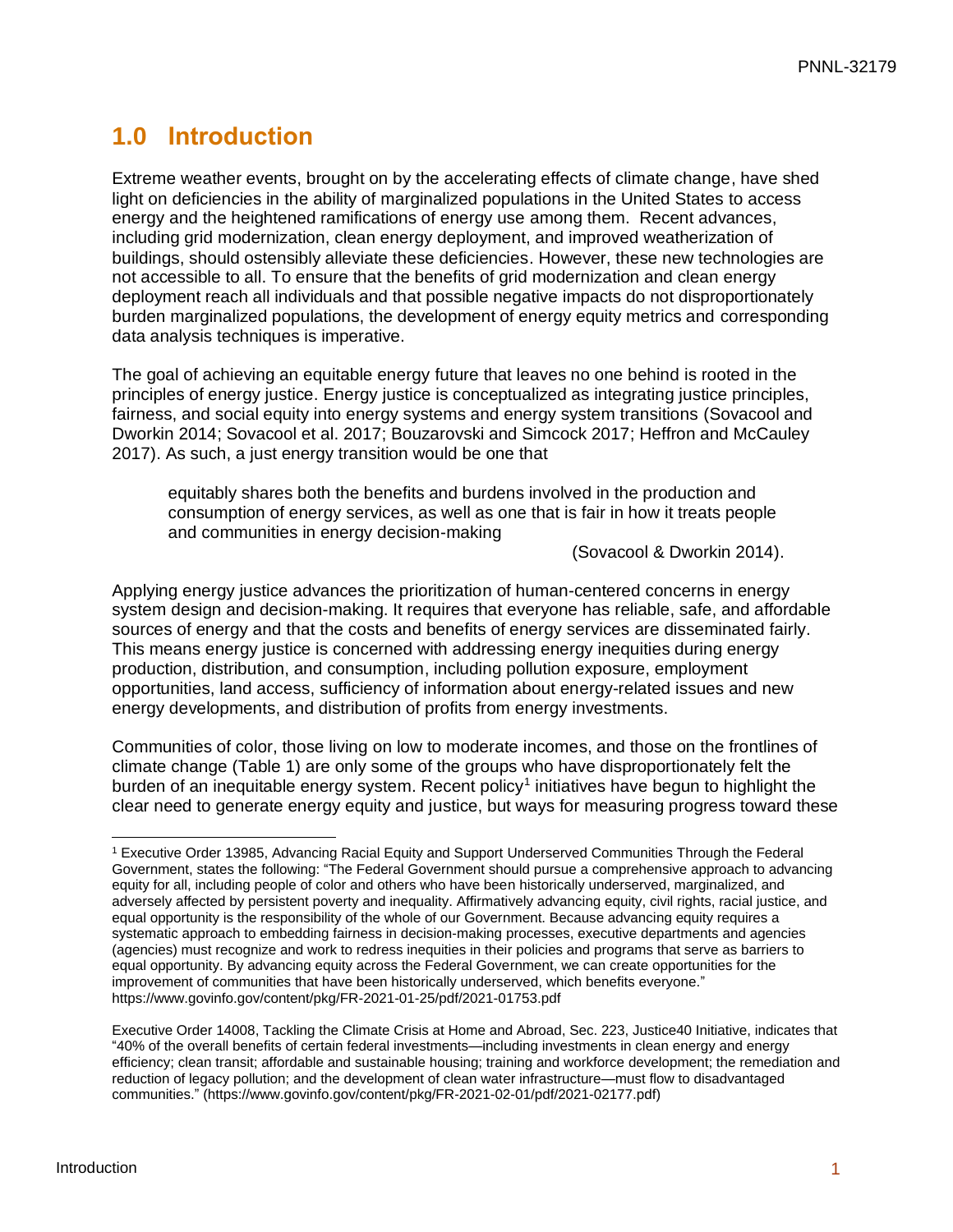# 1.0 Introduction

Extreme weather events, brought on by the accelerating effects of climate change, have shed light on deficiencies in the ability of marginalized populations in the United States to access energy and the heightened ramifications of energy use among them. Recent advances, including grid modernization, clean energy deployment, and improved weatherization of buildings, should ostensibly alleviate these deficiencies. However, these new technologies are not accessible to all. To ensure that the benefits of grid modernization and clean energy deployment reach all individuals and that possible negative impacts do not disproportionately burden marginalized populations, the development of energy equity metrics and corresponding data analysis techniques is imperative.

The goal of achieving an equitable energy future that leaves no one behind is rooted in the principles of energy justice. Energy justice is conceptualized as integrating justice principles, fairness, and social equity into energy systems and energy system transitions (Sovacool and Dworkin 2014; Sovacool et al. 2017; Bouzarovski and Simcock 2017; Heffron and McCauley 2017). As such, a just energy transition would be one that

> equitably shares both the benefits and burdens involved in the production and consumption of energy services, as well as one that is fair in how it treats people and communities in energy decision-making
>
> (Sovacool & Dworkin 2014).

Applying energy justice advances the prioritization of human-centered concerns in energy system design and decision-making. It requires that everyone has reliable, safe, and affordable sources of energy and that the costs and benefits of energy services are disseminated fairly. This means energy justice is concerned with addressing energy inequities during energy production, distribution, and consumption, including pollution exposure, employment opportunities, land access, sufficiency of information about energy-related issues and new energy developments, and distribution of profits from energy investments.

Communities of color, those living on low to moderate incomes, and those on the frontlines of climate change (Table 1) are only some of the groups who have disproportionately felt the burden of an inequitable energy system. Recent policy[1] initiatives have begun to highlight the clear need to generate energy equity and justice, but ways for measuring progress toward these

---

[1] Executive Order 13985, Advancing Racial Equity and Support Underserved Communities Through the Federal Government, states the following: "The Federal Government should pursue a comprehensive approach to advancing equity for all, including people of color and others who have been historically underserved, marginalized, and adversely affected by persistent poverty and inequality. Affirmatively advancing equity, civil rights, racial justice, and equal opportunity is the responsibility of the whole of our Government. Because advancing equity requires a systematic approach to embedding fairness in decision-making processes, executive departments and agencies (agencies) must recognize and work to redress inequities in their policies and programs that serve as barriers to equal opportunity. By advancing equity across the Federal Government, we can create opportunities for the improvement of communities that have been historically underserved, which benefits everyone." https://www.govinfo.gov/content/pkg/FR-2021-01-25/pdf/2021-01753.pdf

Executive Order 14008, Tackling the Climate Crisis at Home and Abroad, Sec. 223, Justice40 Initiative, indicates that "40% of the overall benefits of certain federal investments—including investments in clean energy and energy efficiency; clean transit; affordable and sustainable housing; training and workforce development; the remediation and reduction of legacy pollution; and the development of clean water infrastructure—must flow to disadvantaged communities." (https://www.govinfo.gov/content/pkg/FR-2021-02-01/pdf/2021-02177.pdf)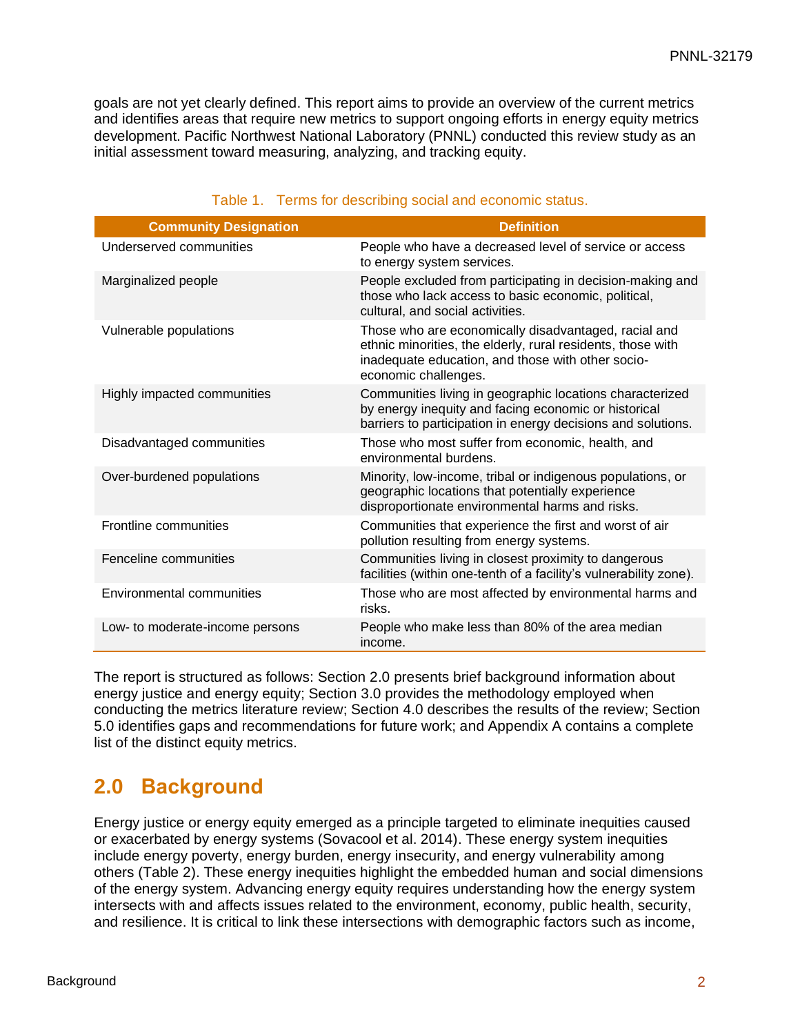goals are not yet clearly defined. This report aims to provide an overview of the current metrics and identifies areas that require new metrics to support ongoing efforts in energy equity metrics development. Pacific Northwest National Laboratory (PNNL) conducted this review study as an initial assessment toward measuring, analyzing, and tracking equity.

Table 1. Terms for describing social and economic status.

| Community Designation | Definition |
|---|---|
| Underserved communities | People who have a decreased level of service or access to energy system services. |
| Marginalized people | People excluded from participating in decision-making and those who lack access to basic economic, political, cultural, and social activities. |
| Vulnerable populations | Those who are economically disadvantaged, racial and ethnic minorities, the elderly, rural residents, those with inadequate education, and those with other socio-economic challenges. |
| Highly impacted communities | Communities living in geographic locations characterized by energy inequity and facing economic or historical barriers to participation in energy decisions and solutions. |
| Disadvantaged communities | Those who most suffer from economic, health, and environmental burdens. |
| Over-burdened populations | Minority, low-income, tribal or indigenous populations, or geographic locations that potentially experience disproportionate environmental harms and risks. |
| Frontline communities | Communities that experience the first and worst of air pollution resulting from energy systems. |
| Fenceline communities | Communities living in closest proximity to dangerous facilities (within one-tenth of a facility's vulnerability zone). |
| Environmental communities | Those who are most affected by environmental harms and risks. |
| Low- to moderate-income persons | People who make less than 80% of the area median income. |

The report is structured as follows: Section 2.0 presents brief background information about energy justice and energy equity; Section 3.0 provides the methodology employed when conducting the metrics literature review; Section 4.0 describes the results of the review; Section 5.0 identifies gaps and recommendations for future work; and Appendix A contains a complete list of the distinct equity metrics.

## 2.0 Background

Energy justice or energy equity emerged as a principle targeted to eliminate inequities caused or exacerbated by energy systems (Sovacool et al. 2014). These energy system inequities include energy poverty, energy burden, energy insecurity, and energy vulnerability among others (Table 2). These energy inequities highlight the embedded human and social dimensions of the energy system. Advancing energy equity requires understanding how the energy system intersects with and affects issues related to the environment, economy, public health, security, and resilience. It is critical to link these intersections with demographic factors such as income,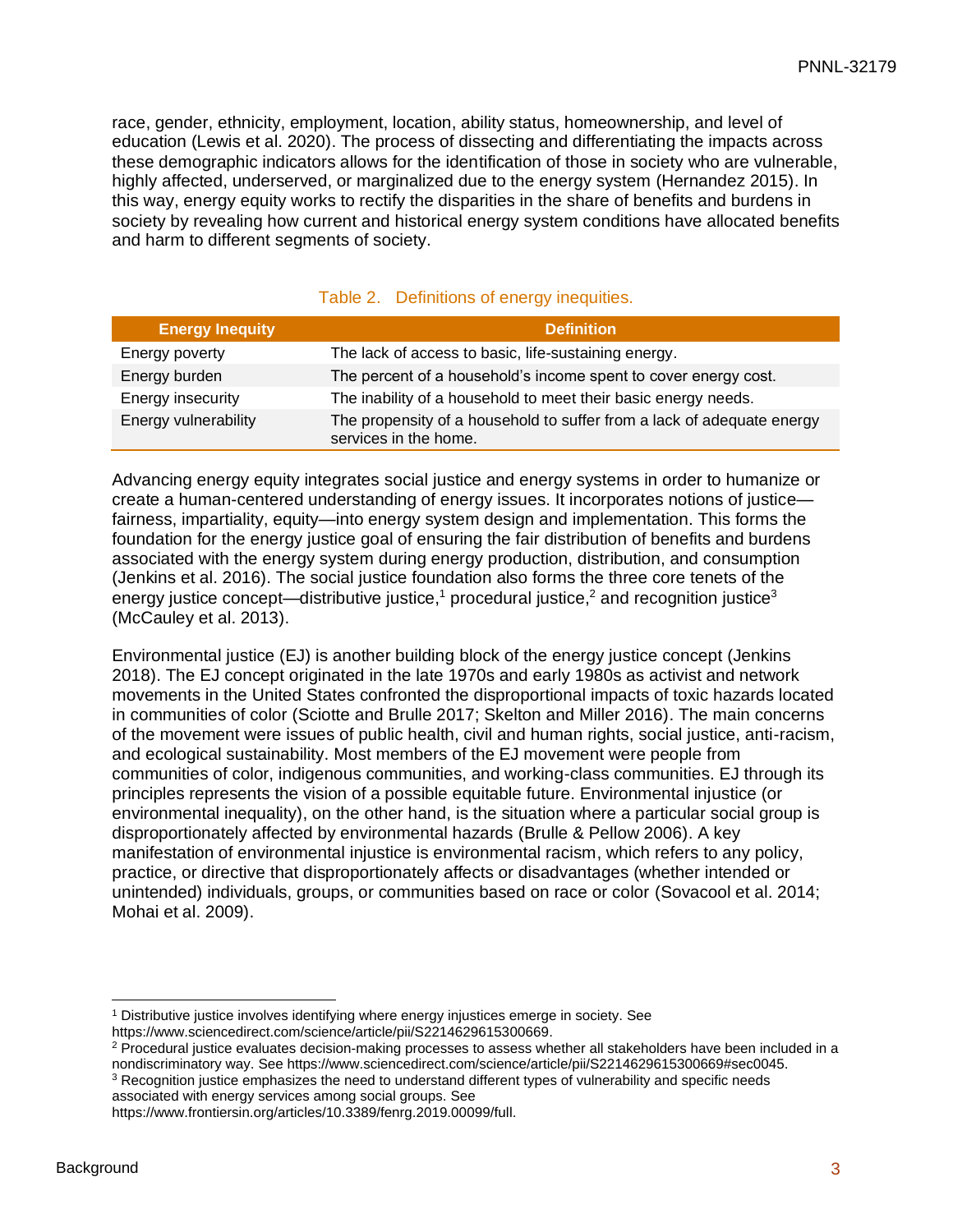race, gender, ethnicity, employment, location, ability status, homeownership, and level of education (Lewis et al. 2020). The process of dissecting and differentiating the impacts across these demographic indicators allows for the identification of those in society who are vulnerable, highly affected, underserved, or marginalized due to the energy system (Hernandez 2015). In this way, energy equity works to rectify the disparities in the share of benefits and burdens in society by revealing how current and historical energy system conditions have allocated benefits and harm to different segments of society.

Table 2. Definitions of energy inequities.

| Energy Inequity | Definition |
|---|---|
| Energy poverty | The lack of access to basic, life-sustaining energy. |
| Energy burden | The percent of a household's income spent to cover energy cost. |
| Energy insecurity | The inability of a household to meet their basic energy needs. |
| Energy vulnerability | The propensity of a household to suffer from a lack of adequate energy services in the home. |

Advancing energy equity integrates social justice and energy systems in order to humanize or create a human-centered understanding of energy issues. It incorporates notions of justice—fairness, impartiality, equity—into energy system design and implementation. This forms the foundation for the energy justice goal of ensuring the fair distribution of benefits and burdens associated with the energy system during energy production, distribution, and consumption (Jenkins et al. 2016). The social justice foundation also forms the three core tenets of the energy justice concept—distributive justice,[1] procedural justice,[2] and recognition justice[3] (McCauley et al. 2013).

Environmental justice (EJ) is another building block of the energy justice concept (Jenkins 2018). The EJ concept originated in the late 1970s and early 1980s as activist and network movements in the United States confronted the disproportional impacts of toxic hazards located in communities of color (Sciotte and Brulle 2017; Skelton and Miller 2016). The main concerns of the movement were issues of public health, civil and human rights, social justice, anti-racism, and ecological sustainability. Most members of the EJ movement were people from communities of color, indigenous communities, and working-class communities. EJ through its principles represents the vision of a possible equitable future. Environmental injustice (or environmental inequality), on the other hand, is the situation where a particular social group is disproportionately affected by environmental hazards (Brulle & Pellow 2006). A key manifestation of environmental injustice is environmental racism, which refers to any policy, practice, or directive that disproportionately affects or disadvantages (whether intended or unintended) individuals, groups, or communities based on race or color (Sovacool et al. 2014; Mohai et al. 2009).

[1] Distributive justice involves identifying where energy injustices emerge in society. See https://www.sciencedirect.com/science/article/pii/S2214629615300669.

[2] Procedural justice evaluates decision-making processes to assess whether all stakeholders have been included in a nondiscriminatory way. See https://www.sciencedirect.com/science/article/pii/S2214629615300669#sec0045.

[3] Recognition justice emphasizes the need to understand different types of vulnerability and specific needs associated with energy services among social groups. See https://www.frontiersin.org/articles/10.3389/fenrg.2019.00099/full.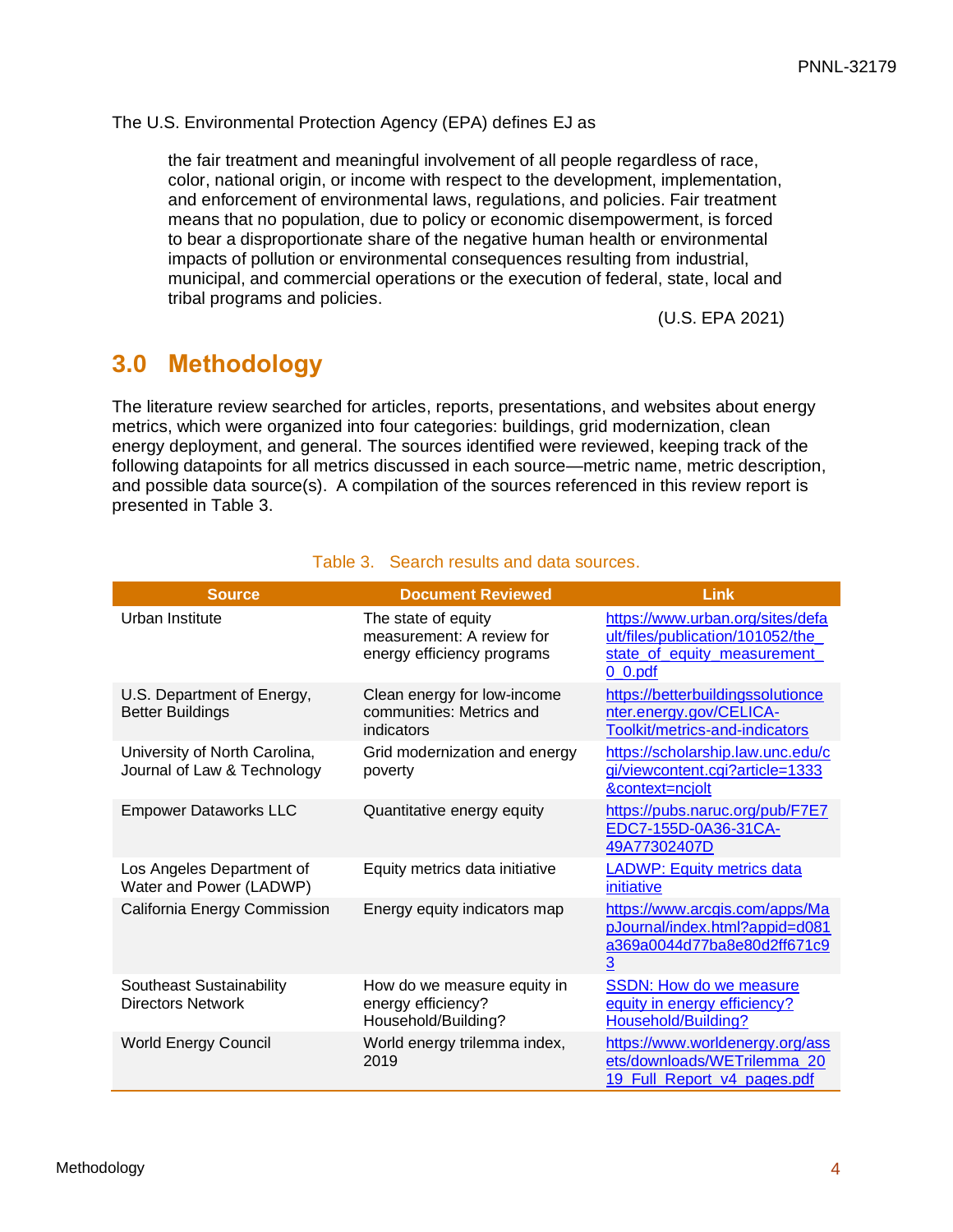The U.S. Environmental Protection Agency (EPA) defines EJ as

> the fair treatment and meaningful involvement of all people regardless of race, color, national origin, or income with respect to the development, implementation, and enforcement of environmental laws, regulations, and policies. Fair treatment means that no population, due to policy or economic disempowerment, is forced to bear a disproportionate share of the negative human health or environmental impacts of pollution or environmental consequences resulting from industrial, municipal, and commercial operations or the execution of federal, state, local and tribal programs and policies.
>
> (U.S. EPA 2021)

# 3.0 Methodology

The literature review searched for articles, reports, presentations, and websites about energy metrics, which were organized into four categories: buildings, grid modernization, clean energy deployment, and general. The sources identified were reviewed, keeping track of the following datapoints for all metrics discussed in each source—metric name, metric description, and possible data source(s). A compilation of the sources referenced in this review report is presented in Table 3.

Table 3. Search results and data sources.

| Source | Document Reviewed | Link |
|---|---|---|
| Urban Institute | The state of equity measurement: A review for energy efficiency programs | https://www.urban.org/sites/default/files/publication/101052/the_state_of_equity_measurement_0_0.pdf |
| U.S. Department of Energy, Better Buildings | Clean energy for low-income communities: Metrics and indicators | https://betterbuildingssolutioncenter.energy.gov/CELICA-Toolkit/metrics-and-indicators |
| University of North Carolina, Journal of Law & Technology | Grid modernization and energy poverty | https://scholarship.law.unc.edu/cgi/viewcontent.cgi?article=1333&context=ncjolt |
| Empower Dataworks LLC | Quantitative energy equity | https://pubs.naruc.org/pub/F7E7EDC7-155D-0A36-31CA-49A77302407D |
| Los Angeles Department of Water and Power (LADWP) | Equity metrics data initiative | LADWP: Equity metrics data initiative |
| California Energy Commission | Energy equity indicators map | https://www.arcgis.com/apps/MapJournal/index.html?appid=d081a369a0044d77ba8e80d2ff671c93 |
| Southeast Sustainability Directors Network | How do we measure equity in energy efficiency? Household/Building? | SSDN: How do we measure equity in energy efficiency? Household/Building? |
| World Energy Council | World energy trilemma index, 2019 | https://www.worldenergy.org/assets/downloads/WETrilemma_2019_Full_Report_v4_pages.pdf |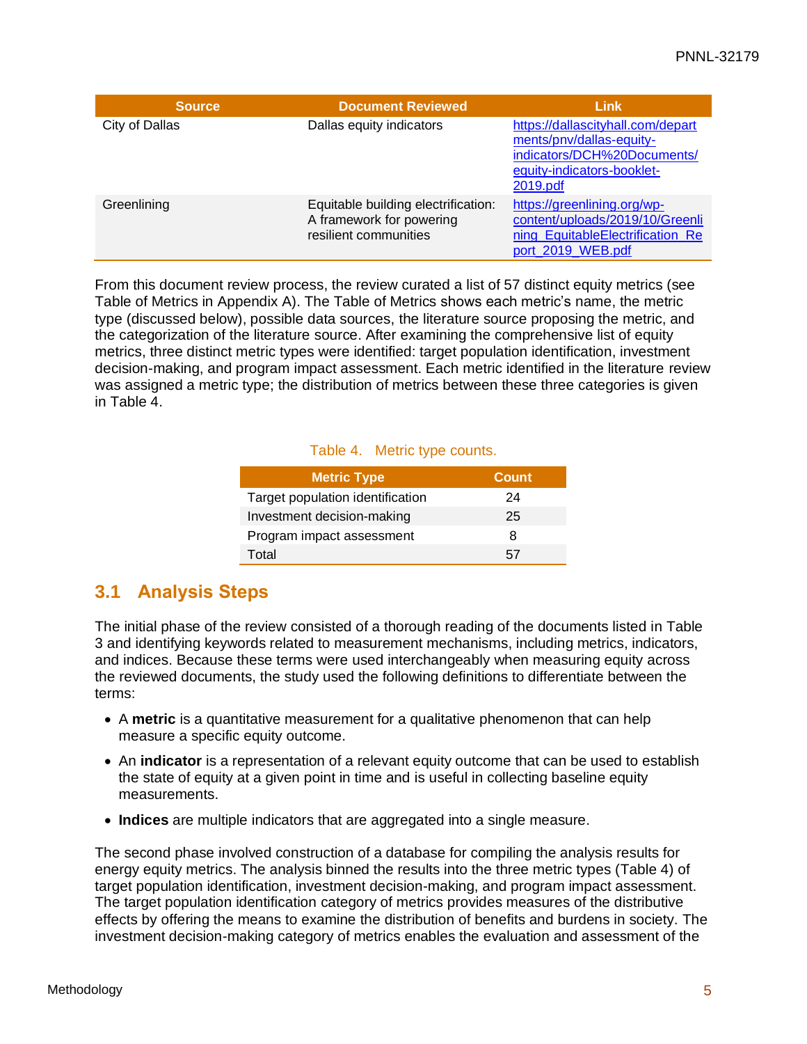| Source | Document Reviewed | Link |
| --- | --- | --- |
| City of Dallas | Dallas equity indicators | https://dallascityhall.com/departments/pnv/dallas-equity-indicators/DCH%20Documents/equity-indicators-booklet-2019.pdf |
| Greenlining | Equitable building electrification: A framework for powering resilient communities | https://greenlining.org/wp-content/uploads/2019/10/Greenlining_EquitableElectrification_Report_2019_WEB.pdf |

From this document review process, the review curated a list of 57 distinct equity metrics (see Table of Metrics in Appendix A). The Table of Metrics shows each metric's name, the metric type (discussed below), possible data sources, the literature source proposing the metric, and the categorization of the literature source. After examining the comprehensive list of equity metrics, three distinct metric types were identified: target population identification, investment decision-making, and program impact assessment. Each metric identified in the literature review was assigned a metric type; the distribution of metrics between these three categories is given in Table 4.

Table 4. Metric type counts.

| Metric Type | Count |
| --- | --- |
| Target population identification | 24 |
| Investment decision-making | 25 |
| Program impact assessment | 8 |
| Total | 57 |

## 3.1 Analysis Steps

The initial phase of the review consisted of a thorough reading of the documents listed in Table 3 and identifying keywords related to measurement mechanisms, including metrics, indicators, and indices. Because these terms were used interchangeably when measuring equity across the reviewed documents, the study used the following definitions to differentiate between the terms:

- A **metric** is a quantitative measurement for a qualitative phenomenon that can help measure a specific equity outcome.
- An **indicator** is a representation of a relevant equity outcome that can be used to establish the state of equity at a given point in time and is useful in collecting baseline equity measurements.
- **Indices** are multiple indicators that are aggregated into a single measure.

The second phase involved construction of a database for compiling the analysis results for energy equity metrics. The analysis binned the results into the three metric types (Table 4) of target population identification, investment decision-making, and program impact assessment. The target population identification category of metrics provides measures of the distributive effects by offering the means to examine the distribution of benefits and burdens in society. The investment decision-making category of metrics enables the evaluation and assessment of the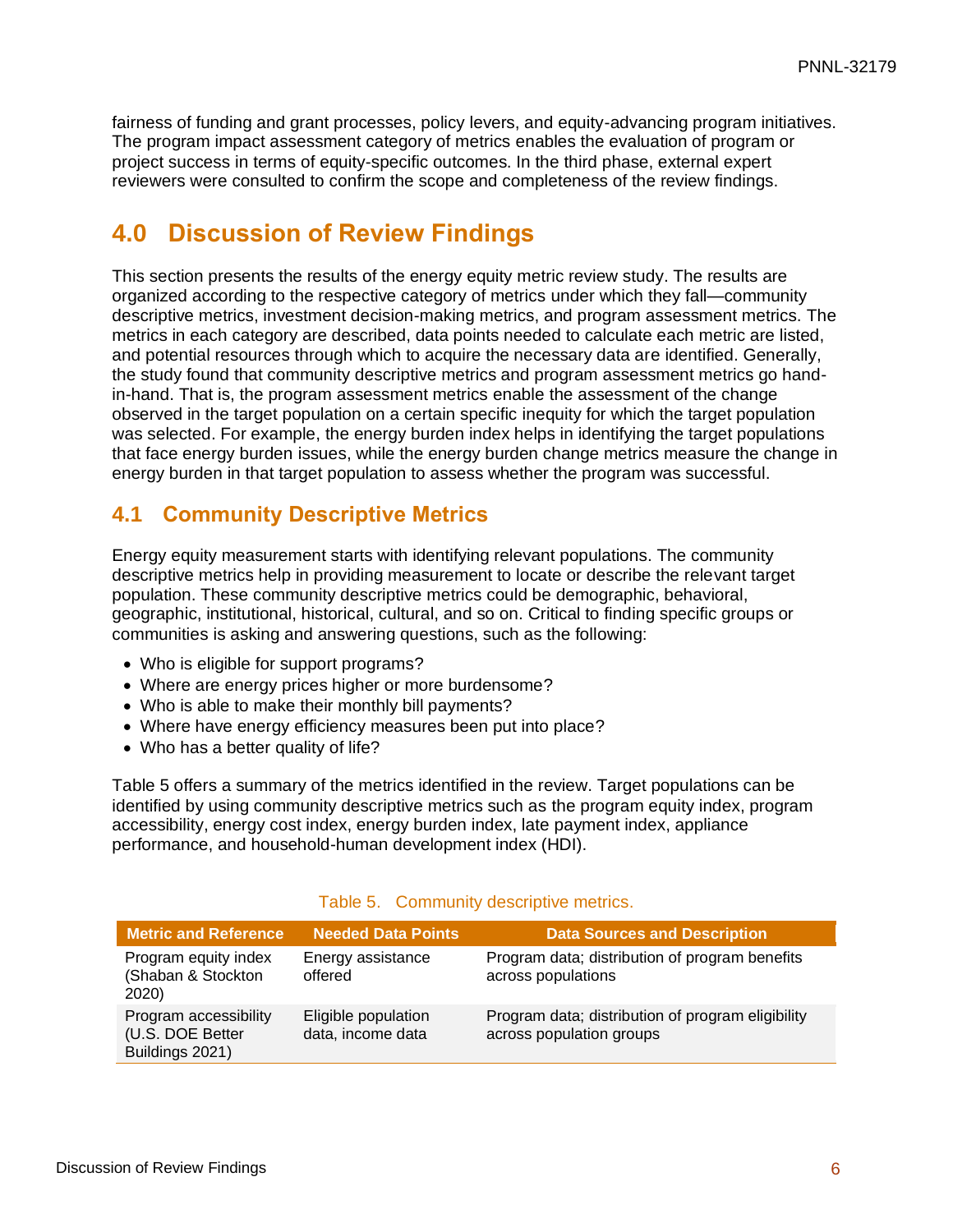fairness of funding and grant processes, policy levers, and equity-advancing program initiatives. The program impact assessment category of metrics enables the evaluation of program or project success in terms of equity-specific outcomes. In the third phase, external expert reviewers were consulted to confirm the scope and completeness of the review findings.

# 4.0 Discussion of Review Findings

This section presents the results of the energy equity metric review study. The results are organized according to the respective category of metrics under which they fall—community descriptive metrics, investment decision-making metrics, and program assessment metrics. The metrics in each category are described, data points needed to calculate each metric are listed, and potential resources through which to acquire the necessary data are identified. Generally, the study found that community descriptive metrics and program assessment metrics go hand-in-hand. That is, the program assessment metrics enable the assessment of the change observed in the target population on a certain specific inequity for which the target population was selected. For example, the energy burden index helps in identifying the target populations that face energy burden issues, while the energy burden change metrics measure the change in energy burden in that target population to assess whether the program was successful.

## 4.1 Community Descriptive Metrics

Energy equity measurement starts with identifying relevant populations. The community descriptive metrics help in providing measurement to locate or describe the relevant target population. These community descriptive metrics could be demographic, behavioral, geographic, institutional, historical, cultural, and so on. Critical to finding specific groups or communities is asking and answering questions, such as the following:

- Who is eligible for support programs?
- Where are energy prices higher or more burdensome?
- Who is able to make their monthly bill payments?
- Where have energy efficiency measures been put into place?
- Who has a better quality of life?

Table 5 offers a summary of the metrics identified in the review. Target populations can be identified by using community descriptive metrics such as the program equity index, program accessibility, energy cost index, energy burden index, late payment index, appliance performance, and household-human development index (HDI).

Table 5. Community descriptive metrics.

| Metric and Reference | Needed Data Points | Data Sources and Description |
|---|---|---|
| Program equity index (Shaban & Stockton 2020) | Energy assistance offered | Program data; distribution of program benefits across populations |
| Program accessibility (U.S. DOE Better Buildings 2021) | Eligible population data, income data | Program data; distribution of program eligibility across population groups |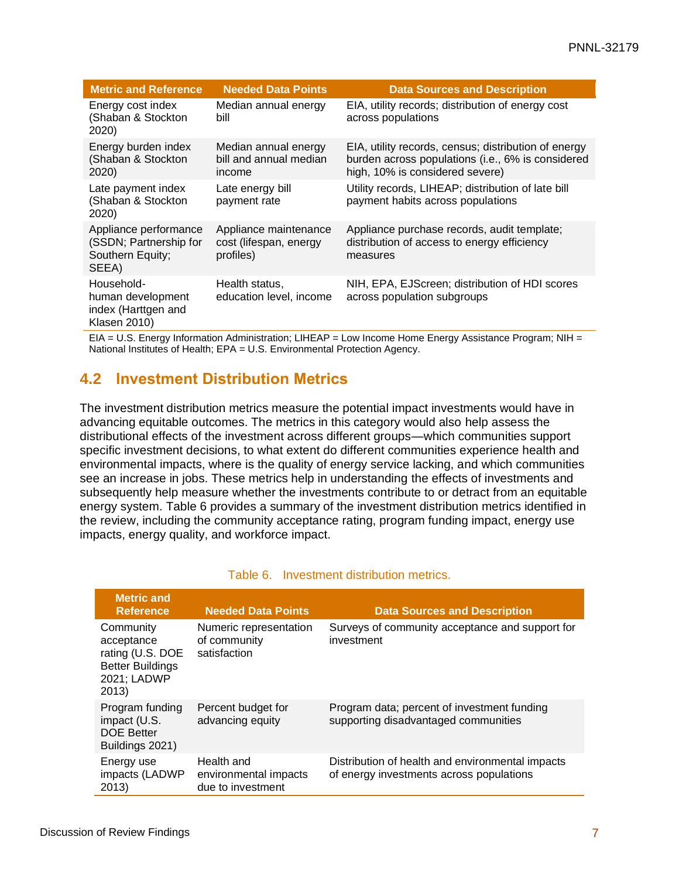| Metric and Reference | Needed Data Points | Data Sources and Description |
|---|---|---|
| Energy cost index (Shaban & Stockton 2020) | Median annual energy bill | EIA, utility records; distribution of energy cost across populations |
| Energy burden index (Shaban & Stockton 2020) | Median annual energy bill and annual median income | EIA, utility records, census; distribution of energy burden across populations (i.e., 6% is considered high, 10% is considered severe) |
| Late payment index (Shaban & Stockton 2020) | Late energy bill payment rate | Utility records, LIHEAP; distribution of late bill payment habits across populations |
| Appliance performance (SSDN; Partnership for Southern Equity; SEEA) | Appliance maintenance cost (lifespan, energy profiles) | Appliance purchase records, audit template; distribution of access to energy efficiency measures |
| Household-human development index (Harttgen and Klasen 2010) | Health status, education level, income | NIH, EPA, EJScreen; distribution of HDI scores across population subgroups |

EIA = U.S. Energy Information Administration; LIHEAP = Low Income Home Energy Assistance Program; NIH = National Institutes of Health; EPA = U.S. Environmental Protection Agency.

## 4.2 Investment Distribution Metrics

The investment distribution metrics measure the potential impact investments would have in advancing equitable outcomes. The metrics in this category would also help assess the distributional effects of the investment across different groups—which communities support specific investment decisions, to what extent do different communities experience health and environmental impacts, where is the quality of energy service lacking, and which communities see an increase in jobs. These metrics help in understanding the effects of investments and subsequently help measure whether the investments contribute to or detract from an equitable energy system. Table 6 provides a summary of the investment distribution metrics identified in the review, including the community acceptance rating, program funding impact, energy use impacts, energy quality, and workforce impact.

Table 6. Investment distribution metrics.

| Metric and Reference | Needed Data Points | Data Sources and Description |
|---|---|---|
| Community acceptance rating (U.S. DOE Better Buildings 2021; LADWP 2013) | Numeric representation of community satisfaction | Surveys of community acceptance and support for investment |
| Program funding impact (U.S. DOE Better Buildings 2021) | Percent budget for advancing equity | Program data; percent of investment funding supporting disadvantaged communities |
| Energy use impacts (LADWP 2013) | Health and environmental impacts due to investment | Distribution of health and environmental impacts of energy investments across populations |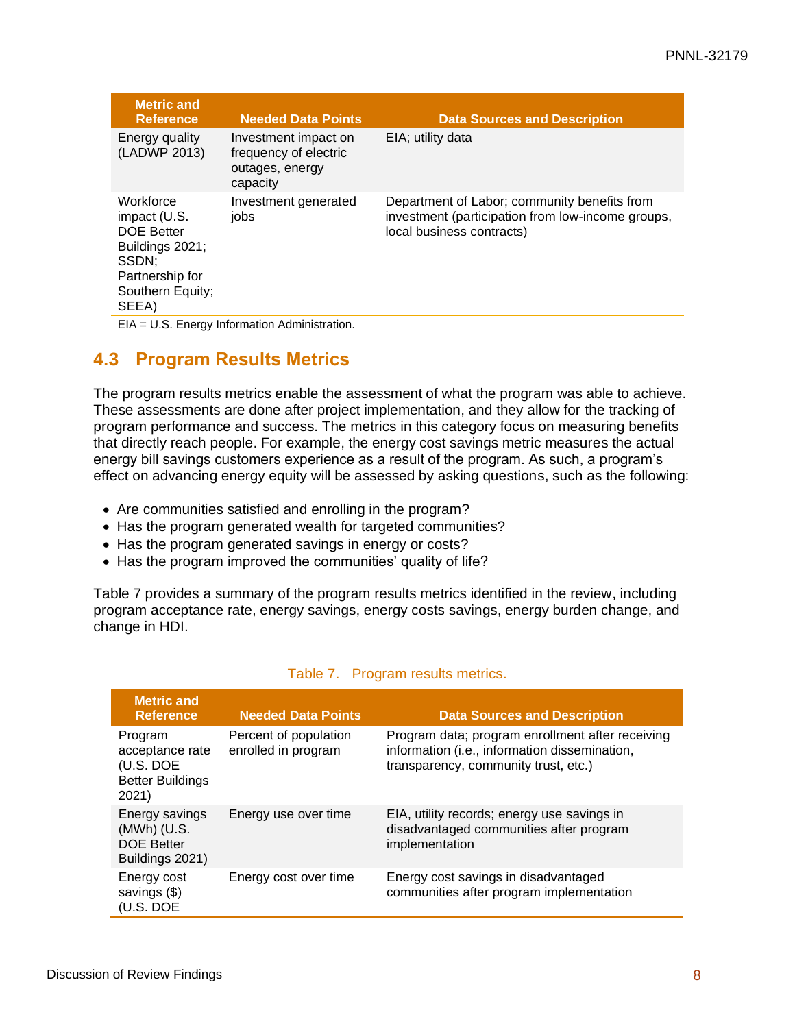| Metric and Reference | Needed Data Points | Data Sources and Description |
|---|---|---|
| Energy quality (LADWP 2013) | Investment impact on frequency of electric outages, energy capacity | EIA; utility data |
| Workforce impact (U.S. DOE Better Buildings 2021; SSDN; Partnership for Southern Equity; SEEA) | Investment generated jobs | Department of Labor; community benefits from investment (participation from low-income groups, local business contracts) |

EIA = U.S. Energy Information Administration.

## 4.3 Program Results Metrics

The program results metrics enable the assessment of what the program was able to achieve. These assessments are done after project implementation, and they allow for the tracking of program performance and success. The metrics in this category focus on measuring benefits that directly reach people. For example, the energy cost savings metric measures the actual energy bill savings customers experience as a result of the program. As such, a program's effect on advancing energy equity will be assessed by asking questions, such as the following:

- Are communities satisfied and enrolling in the program?
- Has the program generated wealth for targeted communities?
- Has the program generated savings in energy or costs?
- Has the program improved the communities' quality of life?

Table 7 provides a summary of the program results metrics identified in the review, including program acceptance rate, energy savings, energy costs savings, energy burden change, and change in HDI.

Table 7. Program results metrics.

| Metric and Reference | Needed Data Points | Data Sources and Description |
|---|---|---|
| Program acceptance rate (U.S. DOE Better Buildings 2021) | Percent of population enrolled in program | Program data; program enrollment after receiving information (i.e., information dissemination, transparency, community trust, etc.) |
| Energy savings (MWh) (U.S. DOE Better Buildings 2021) | Energy use over time | EIA, utility records; energy use savings in disadvantaged communities after program implementation |
| Energy cost savings ($) (U.S. DOE | Energy cost over time | Energy cost savings in disadvantaged communities after program implementation |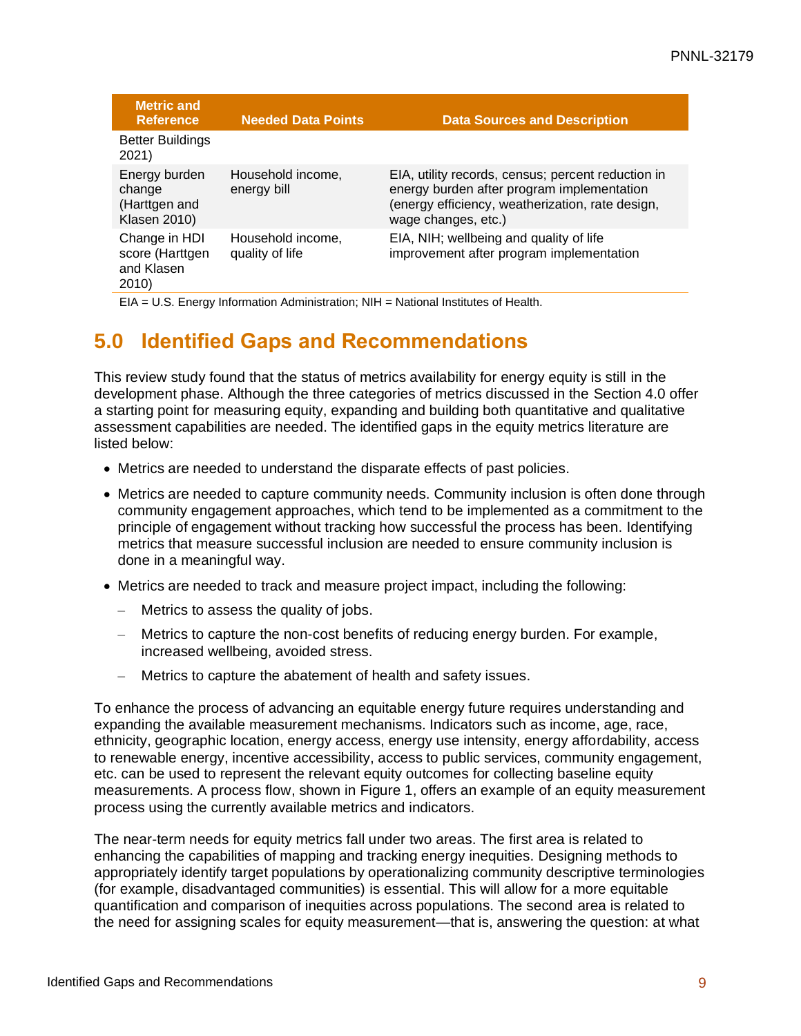| Metric and Reference | Needed Data Points | Data Sources and Description |
|---|---|---|
| Better Buildings 2021) | | |
| Energy burden change (Harttgen and Klasen 2010) | Household income, energy bill | EIA, utility records, census; percent reduction in energy burden after program implementation (energy efficiency, weatherization, rate design, wage changes, etc.) |
| Change in HDI score (Harttgen and Klasen 2010) | Household income, quality of life | EIA, NIH; wellbeing and quality of life improvement after program implementation |

EIA = U.S. Energy Information Administration; NIH = National Institutes of Health.

# 5.0 Identified Gaps and Recommendations

This review study found that the status of metrics availability for energy equity is still in the development phase. Although the three categories of metrics discussed in the Section 4.0 offer a starting point for measuring equity, expanding and building both quantitative and qualitative assessment capabilities are needed. The identified gaps in the equity metrics literature are listed below:

- Metrics are needed to understand the disparate effects of past policies.
- Metrics are needed to capture community needs. Community inclusion is often done through community engagement approaches, which tend to be implemented as a commitment to the principle of engagement without tracking how successful the process has been. Identifying metrics that measure successful inclusion are needed to ensure community inclusion is done in a meaningful way.
- Metrics are needed to track and measure project impact, including the following:
  - Metrics to assess the quality of jobs.
  - Metrics to capture the non-cost benefits of reducing energy burden. For example, increased wellbeing, avoided stress.
  - Metrics to capture the abatement of health and safety issues.

To enhance the process of advancing an equitable energy future requires understanding and expanding the available measurement mechanisms. Indicators such as income, age, race, ethnicity, geographic location, energy access, energy use intensity, energy affordability, access to renewable energy, incentive accessibility, access to public services, community engagement, etc. can be used to represent the relevant equity outcomes for collecting baseline equity measurements. A process flow, shown in Figure 1, offers an example of an equity measurement process using the currently available metrics and indicators.

The near-term needs for equity metrics fall under two areas. The first area is related to enhancing the capabilities of mapping and tracking energy inequities. Designing methods to appropriately identify target populations by operationalizing community descriptive terminologies (for example, disadvantaged communities) is essential. This will allow for a more equitable quantification and comparison of inequities across populations. The second area is related to the need for assigning scales for equity measurement—that is, answering the question: at what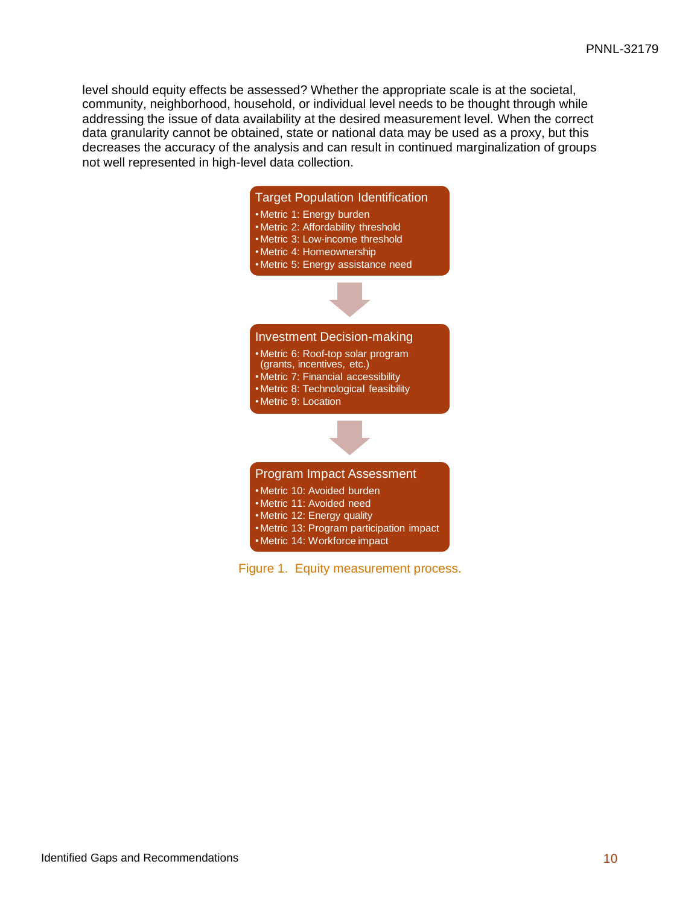level should equity effects be assessed? Whether the appropriate scale is at the societal, community, neighborhood, household, or individual level needs to be thought through while addressing the issue of data availability at the desired measurement level. When the correct data granularity cannot be obtained, state or national data may be used as a proxy, but this decreases the accuracy of the analysis and can result in continued marginalization of groups not well represented in high-level data collection.

**Target Population Identification**

- Metric 1: Energy burden
- Metric 2: Affordability threshold
- Metric 3: Low-income threshold
- Metric 4: Homeownership
- Metric 5: Energy assistance need

↓

**Investment Decision-making**

- Metric 6: Roof-top solar program (grants, incentives, etc.)
- Metric 7: Financial accessibility
- Metric 8: Technological feasibility
- Metric 9: Location

↓

**Program Impact Assessment**

- Metric 10: Avoided burden
- Metric 11: Avoided need
- Metric 12: Energy quality
- Metric 13: Program participation impact
- Metric 14: Workforce impact

Figure 1. Equity measurement process.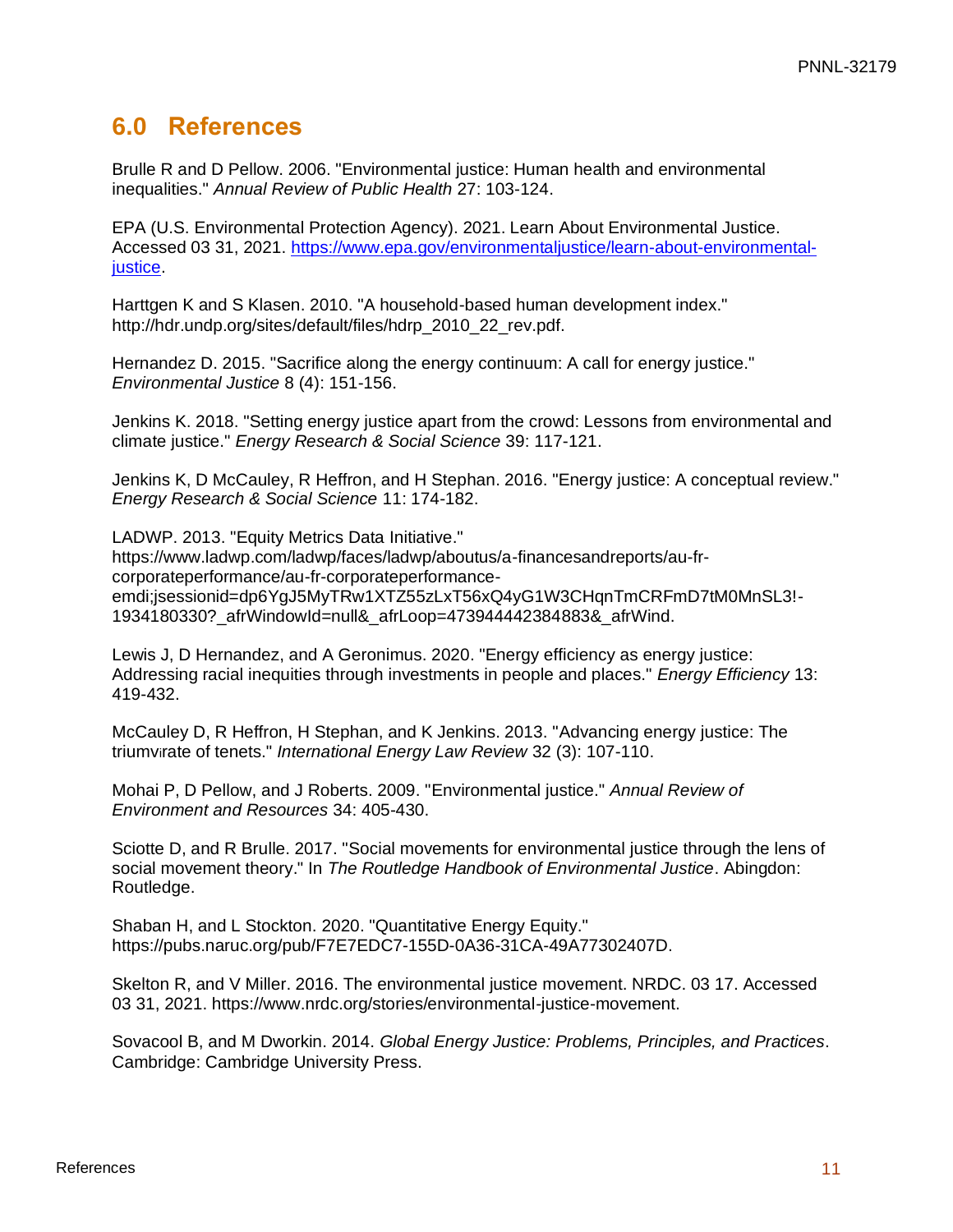# 6.0 References

Brulle R and D Pellow. 2006. "Environmental justice: Human health and environmental inequalities." *Annual Review of Public Health* 27: 103-124.

EPA (U.S. Environmental Protection Agency). 2021. Learn About Environmental Justice. Accessed 03 31, 2021. https://www.epa.gov/environmentaljustice/learn-about-environmental-justice.

Harttgen K and S Klasen. 2010. "A household-based human development index." http://hdr.undp.org/sites/default/files/hdrp_2010_22_rev.pdf.

Hernandez D. 2015. "Sacrifice along the energy continuum: A call for energy justice." *Environmental Justice* 8 (4): 151-156.

Jenkins K. 2018. "Setting energy justice apart from the crowd: Lessons from environmental and climate justice." *Energy Research & Social Science* 39: 117-121.

Jenkins K, D McCauley, R Heffron, and H Stephan. 2016. "Energy justice: A conceptual review." *Energy Research & Social Science* 11: 174-182.

LADWP. 2013. "Equity Metrics Data Initiative." https://www.ladwp.com/ladwp/faces/ladwp/aboutus/a-financesandreports/au-fr-corporateperformance/au-fr-corporateperformance-emdi;jsessionid=dp6YgJ5MyTRw1XTZ55zLxT56xQ4yG1W3CHqnTmCRFmD7tM0MnSL3!-1934180330?_afrWindowId=null&_afrLoop=473944442384883&_afrWind.

Lewis J, D Hernandez, and A Geronimus. 2020. "Energy efficiency as energy justice: Addressing racial inequities through investments in people and places." *Energy Efficiency* 13: 419-432.

McCauley D, R Heffron, H Stephan, and K Jenkins. 2013. "Advancing energy justice: The triumvirate of tenets." *International Energy Law Review* 32 (3): 107-110.

Mohai P, D Pellow, and J Roberts. 2009. "Environmental justice." *Annual Review of Environment and Resources* 34: 405-430.

Sciotte D, and R Brulle. 2017. "Social movements for environmental justice through the lens of social movement theory." In *The Routledge Handbook of Environmental Justice*. Abingdon: Routledge.

Shaban H, and L Stockton. 2020. "Quantitative Energy Equity." https://pubs.naruc.org/pub/F7E7EDC7-155D-0A36-31CA-49A77302407D.

Skelton R, and V Miller. 2016. The environmental justice movement. NRDC. 03 17. Accessed 03 31, 2021. https://www.nrdc.org/stories/environmental-justice-movement.

Sovacool B, and M Dworkin. 2014. *Global Energy Justice: Problems, Principles, and Practices*. Cambridge: Cambridge University Press.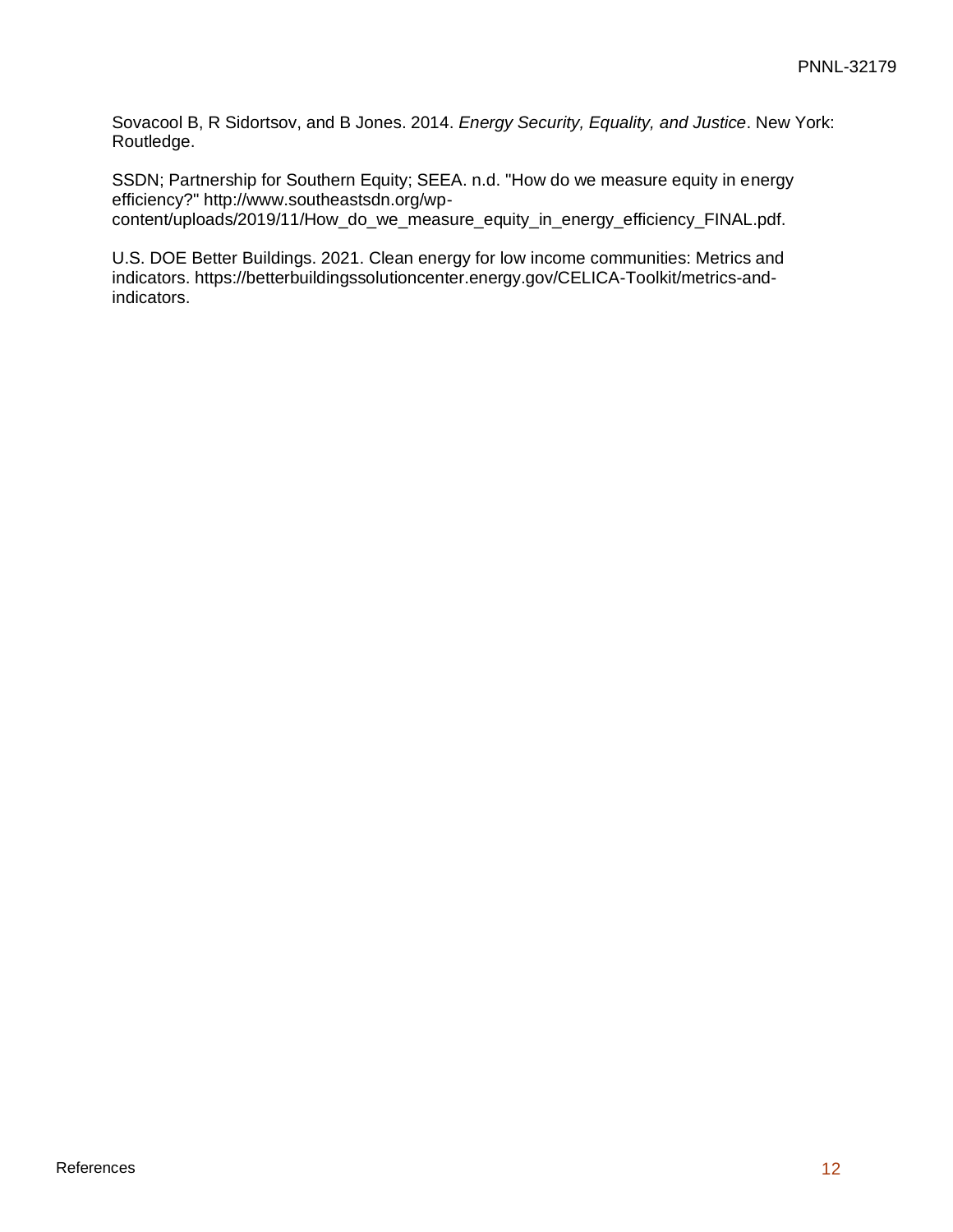Sovacool B, R Sidortsov, and B Jones. 2014. *Energy Security, Equality, and Justice*. New York: Routledge.

SSDN; Partnership for Southern Equity; SEEA. n.d. "How do we measure equity in energy efficiency?" http://www.southeastsdn.org/wp-content/uploads/2019/11/How_do_we_measure_equity_in_energy_efficiency_FINAL.pdf.

U.S. DOE Better Buildings. 2021. Clean energy for low income communities: Metrics and indicators. https://betterbuildingssolutioncenter.energy.gov/CELICA-Toolkit/metrics-and-indicators.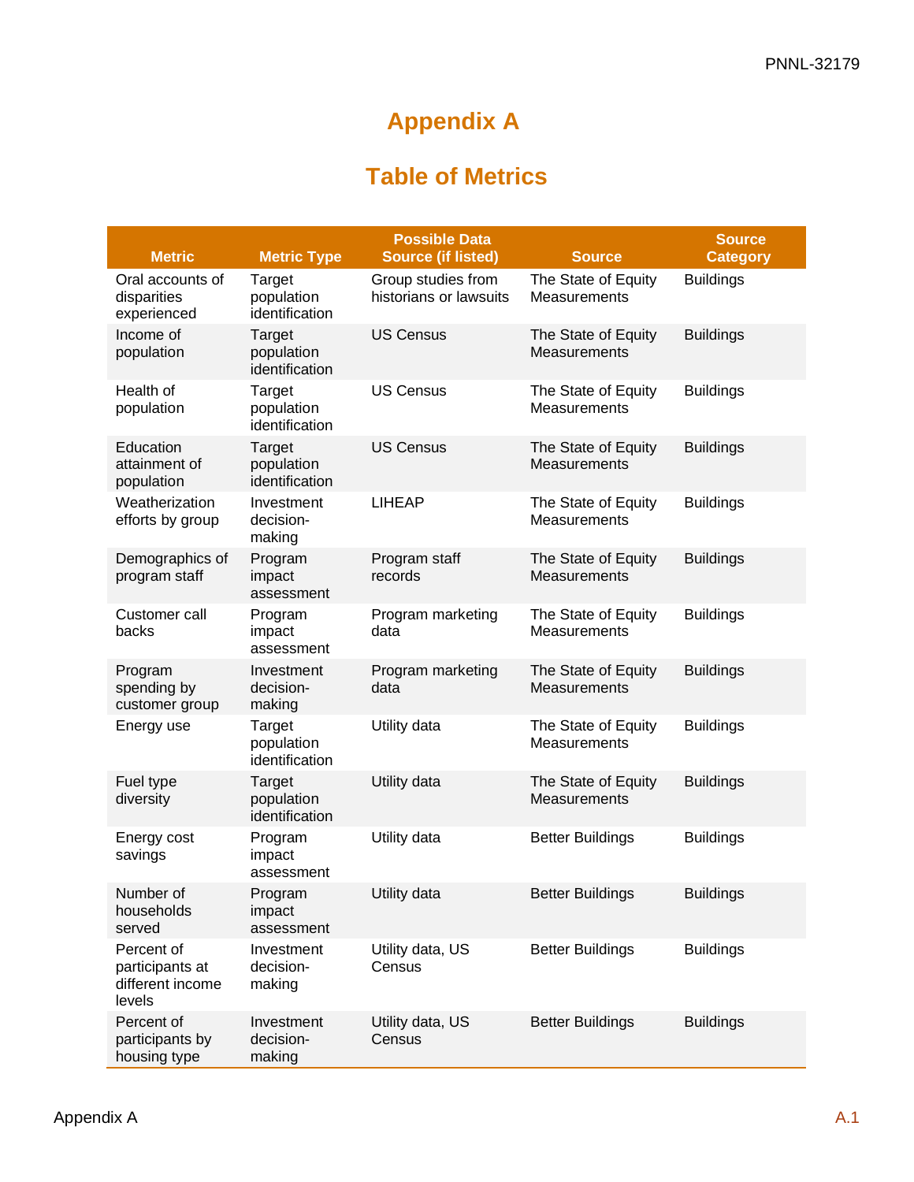# Appendix A

## Table of Metrics

| Metric | Metric Type | Possible Data Source (if listed) | Source | Source Category |
|---|---|---|---|---|
| Oral accounts of disparities experienced | Target population identification | Group studies from historians or lawsuits | The State of Equity Measurements | Buildings |
| Income of population | Target population identification | US Census | The State of Equity Measurements | Buildings |
| Health of population | Target population identification | US Census | The State of Equity Measurements | Buildings |
| Education attainment of population | Target population identification | US Census | The State of Equity Measurements | Buildings |
| Weatherization efforts by group | Investment decision-making | LIHEAP | The State of Equity Measurements | Buildings |
| Demographics of program staff | Program impact assessment | Program staff records | The State of Equity Measurements | Buildings |
| Customer call backs | Program impact assessment | Program marketing data | The State of Equity Measurements | Buildings |
| Program spending by customer group | Investment decision-making | Program marketing data | The State of Equity Measurements | Buildings |
| Energy use | Target population identification | Utility data | The State of Equity Measurements | Buildings |
| Fuel type diversity | Target population identification | Utility data | The State of Equity Measurements | Buildings |
| Energy cost savings | Program impact assessment | Utility data | Better Buildings | Buildings |
| Number of households served | Program impact assessment | Utility data | Better Buildings | Buildings |
| Percent of participants at different income levels | Investment decision-making | Utility data, US Census | Better Buildings | Buildings |
| Percent of participants by housing type | Investment decision-making | Utility data, US Census | Better Buildings | Buildings |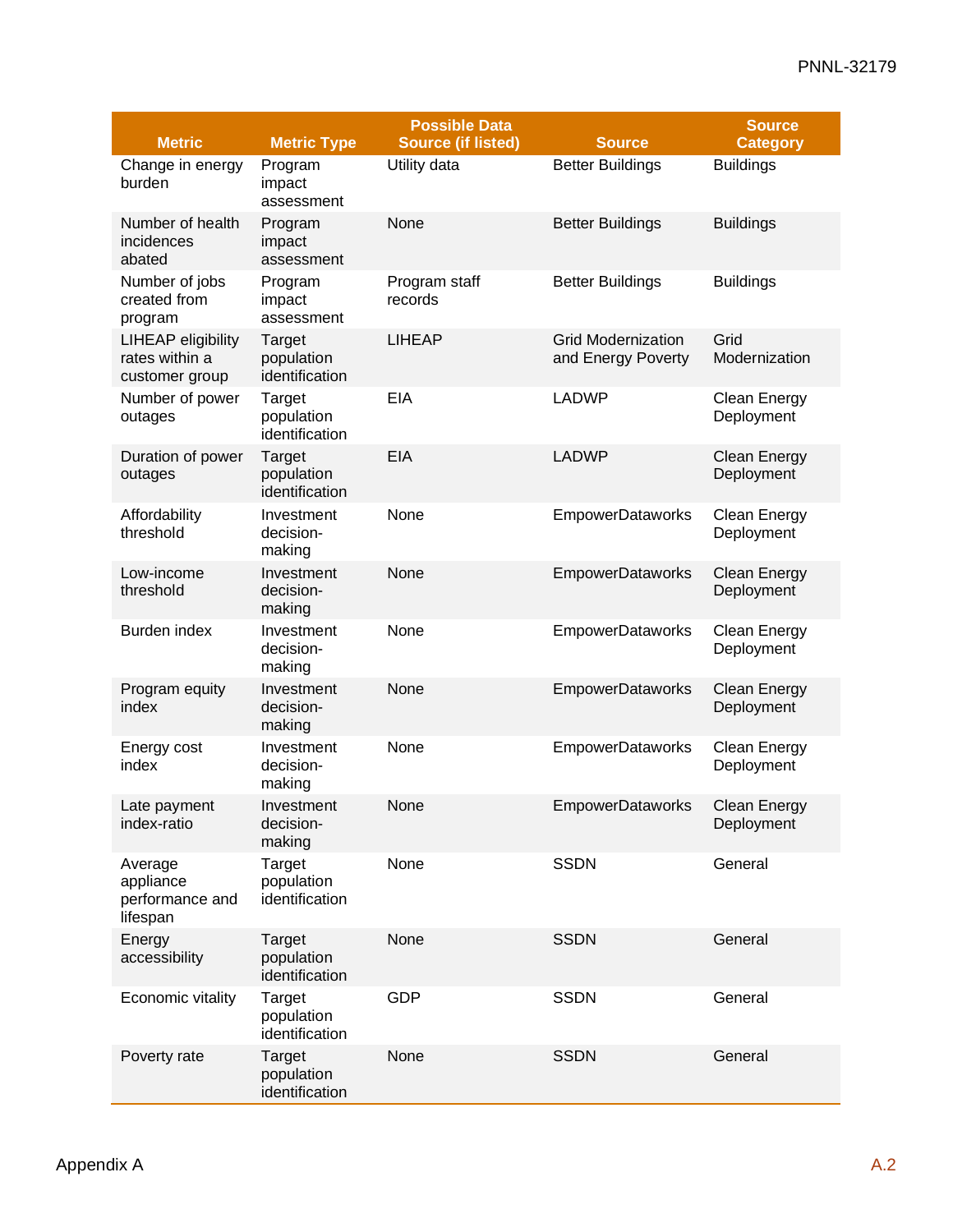| Metric | Metric Type | Possible Data Source (if listed) | Source | Source Category |
|---|---|---|---|---|
| Change in energy burden | Program impact assessment | Utility data | Better Buildings | Buildings |
| Number of health incidences abated | Program impact assessment | None | Better Buildings | Buildings |
| Number of jobs created from program | Program impact assessment | Program staff records | Better Buildings | Buildings |
| LIHEAP eligibility rates within a customer group | Target population identification | LIHEAP | Grid Modernization and Energy Poverty | Grid Modernization |
| Number of power outages | Target population identification | EIA | LADWP | Clean Energy Deployment |
| Duration of power outages | Target population identification | EIA | LADWP | Clean Energy Deployment |
| Affordability threshold | Investment decision-making | None | EmpowerDataworks | Clean Energy Deployment |
| Low-income threshold | Investment decision-making | None | EmpowerDataworks | Clean Energy Deployment |
| Burden index | Investment decision-making | None | EmpowerDataworks | Clean Energy Deployment |
| Program equity index | Investment decision-making | None | EmpowerDataworks | Clean Energy Deployment |
| Energy cost index | Investment decision-making | None | EmpowerDataworks | Clean Energy Deployment |
| Late payment index-ratio | Investment decision-making | None | EmpowerDataworks | Clean Energy Deployment |
| Average appliance performance and lifespan | Target population identification | None | SSDN | General |
| Energy accessibility | Target population identification | None | SSDN | General |
| Economic vitality | Target population identification | GDP | SSDN | General |
| Poverty rate | Target population identification | None | SSDN | General |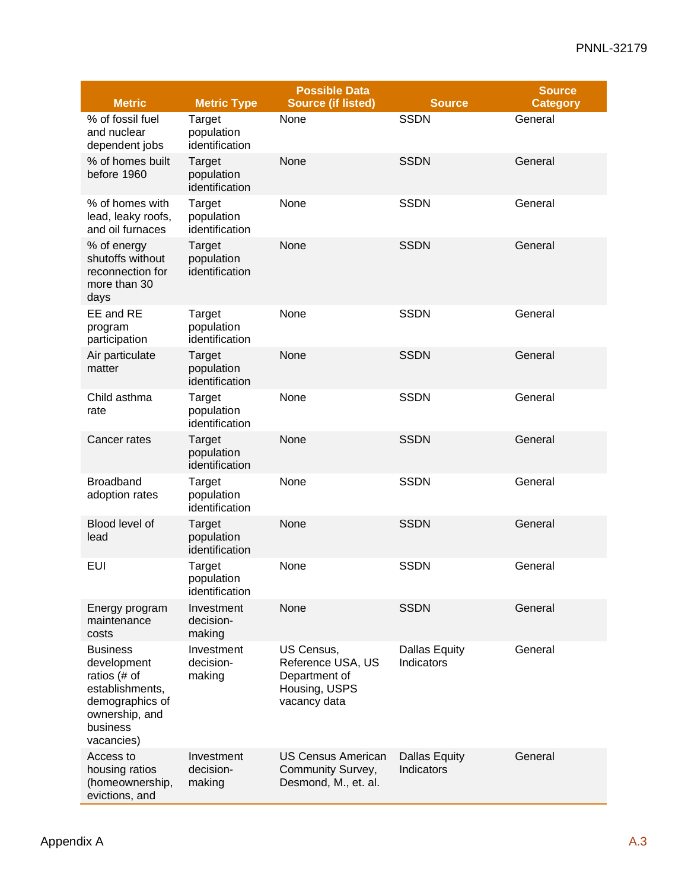| Metric | Metric Type | Possible Data Source (if listed) | Source | Source Category |
|---|---|---|---|---|
| % of fossil fuel and nuclear dependent jobs | Target population identification | None | SSDN | General |
| % of homes built before 1960 | Target population identification | None | SSDN | General |
| % of homes with lead, leaky roofs, and oil furnaces | Target population identification | None | SSDN | General |
| % of energy shutoffs without reconnection for more than 30 days | Target population identification | None | SSDN | General |
| EE and RE program participation | Target population identification | None | SSDN | General |
| Air particulate matter | Target population identification | None | SSDN | General |
| Child asthma rate | Target population identification | None | SSDN | General |
| Cancer rates | Target population identification | None | SSDN | General |
| Broadband adoption rates | Target population identification | None | SSDN | General |
| Blood level of lead | Target population identification | None | SSDN | General |
| EUI | Target population identification | None | SSDN | General |
| Energy program maintenance costs | Investment decision-making | None | SSDN | General |
| Business development ratios (# of establishments, demographics of ownership, and business vacancies) | Investment decision-making | US Census, Reference USA, US Department of Housing, USPS vacancy data | Dallas Equity Indicators | General |
| Access to housing ratios (homeownership, evictions, and | Investment decision-making | US Census American Community Survey, Desmond, M., et. al. | Dallas Equity Indicators | General |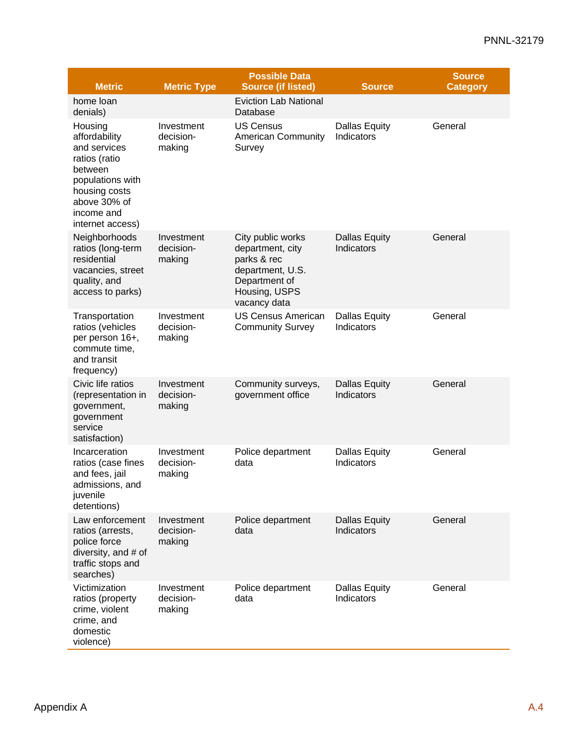| Metric | Metric Type | Possible Data Source (if listed) | Source | Source Category |
|---|---|---|---|---|
| home loan denials) | | Eviction Lab National Database | | |
| Housing affordability and services ratios (ratio between populations with housing costs above 30% of income and internet access) | Investment decision-making | US Census American Community Survey | Dallas Equity Indicators | General |
| Neighborhoods ratios (long-term residential vacancies, street quality, and access to parks) | Investment decision-making | City public works department, city parks & rec department, U.S. Department of Housing, USPS vacancy data | Dallas Equity Indicators | General |
| Transportation ratios (vehicles per person 16+, commute time, and transit frequency) | Investment decision-making | US Census American Community Survey | Dallas Equity Indicators | General |
| Civic life ratios (representation in government, government service satisfaction) | Investment decision-making | Community surveys, government office | Dallas Equity Indicators | General |
| Incarceration ratios (case fines and fees, jail admissions, and juvenile detentions) | Investment decision-making | Police department data | Dallas Equity Indicators | General |
| Law enforcement ratios (arrests, police force diversity, and # of traffic stops and searches) | Investment decision-making | Police department data | Dallas Equity Indicators | General |
| Victimization ratios (property crime, violent crime, and domestic violence) | Investment decision-making | Police department data | Dallas Equity Indicators | General |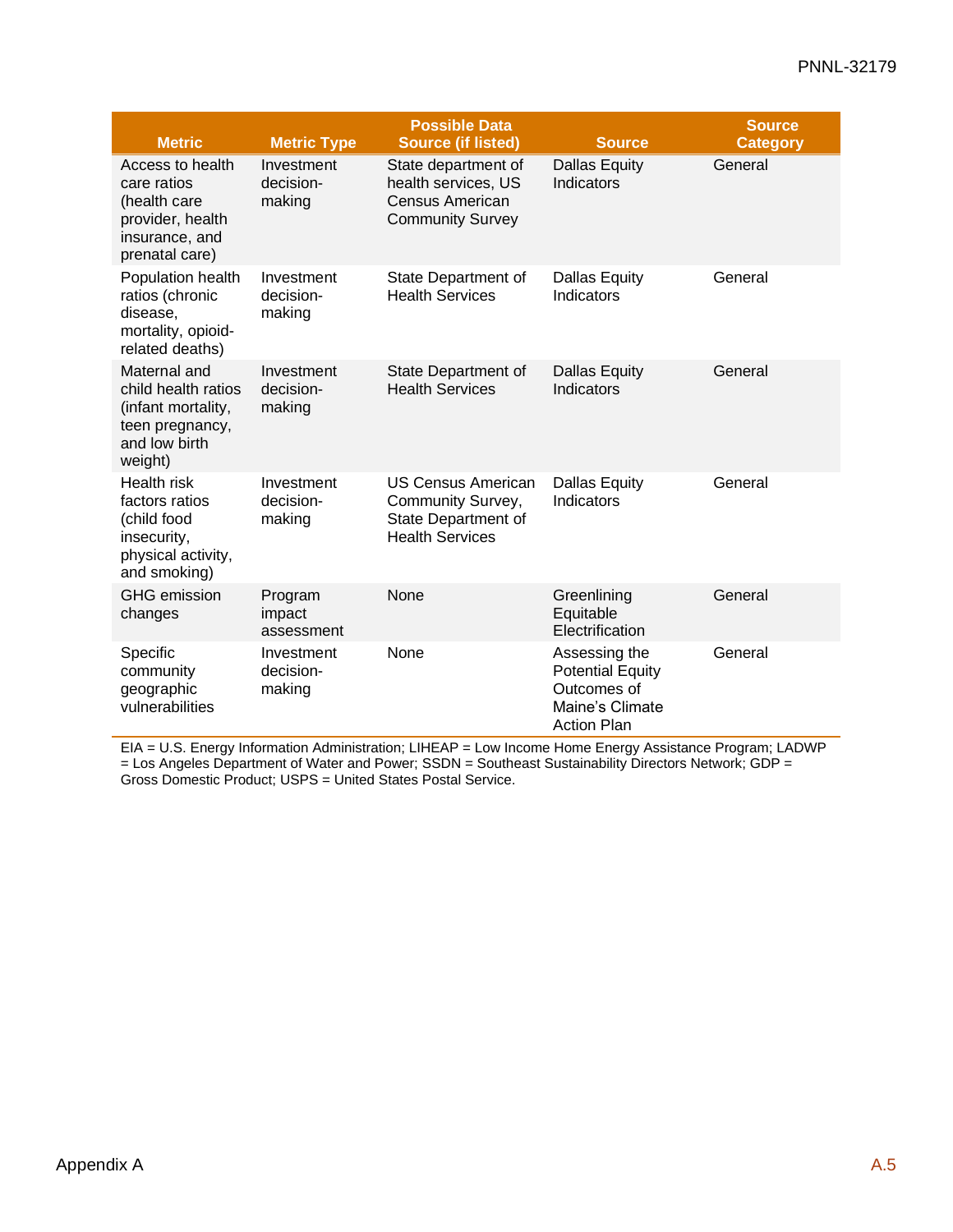| Metric | Metric Type | Possible Data Source (if listed) | Source | Source Category |
|---|---|---|---|---|
| Access to health care ratios (health care provider, health insurance, and prenatal care) | Investment decision-making | State department of health services, US Census American Community Survey | Dallas Equity Indicators | General |
| Population health ratios (chronic disease, mortality, opioid-related deaths) | Investment decision-making | State Department of Health Services | Dallas Equity Indicators | General |
| Maternal and child health ratios (infant mortality, teen pregnancy, and low birth weight) | Investment decision-making | State Department of Health Services | Dallas Equity Indicators | General |
| Health risk factors ratios (child food insecurity, physical activity, and smoking) | Investment decision-making | US Census American Community Survey, State Department of Health Services | Dallas Equity Indicators | General |
| GHG emission changes | Program impact assessment | None | Greenlining Equitable Electrification | General |
| Specific community geographic vulnerabilities | Investment decision-making | None | Assessing the Potential Equity Outcomes of Maine's Climate Action Plan | General |

EIA = U.S. Energy Information Administration; LIHEAP = Low Income Home Energy Assistance Program; LADWP = Los Angeles Department of Water and Power; SSDN = Southeast Sustainability Directors Network; GDP = Gross Domestic Product; USPS = United States Postal Service.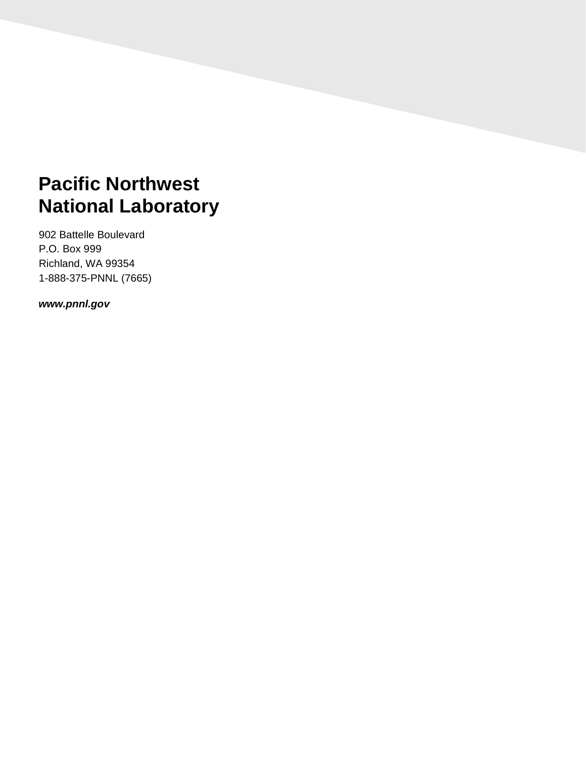# Pacific Northwest National Laboratory

902 Battelle Boulevard
P.O. Box 999
Richland, WA 99354
1-888-375-PNNL (7665)

***www.pnnl.gov***